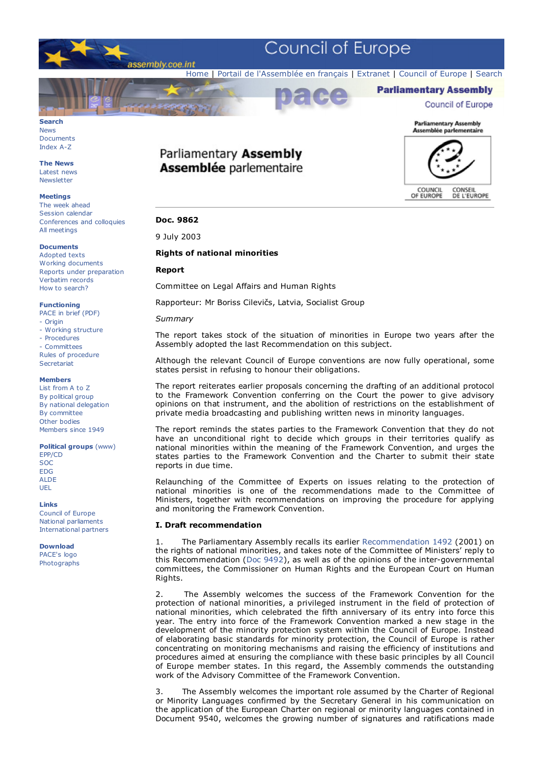**Doc. 9862**

9 July 2003

**Rights of national minorities**

**Report**

Committee on Legal Affairs and Human Rights

Rapporteur: Mr Boriss Cilevičs, Latvia, Socialist Group

*Summary*

The report takes stock of the situation of minorities in Europe two years after the Assembly adopted the last Recommendation on this subject.

Although the relevant Council of Europe conventions are now fully operational, some states persist in refusing to honour their obligations.

The report reiterates earlier proposals concerning the drafting of an additional protocol to the Framework Convention conferring on the Court the power to give advisory opinions on that instrument, and the abolition of restrictions on the establishment of private media broadcasting and publishing written news in minority languages.

The report reminds the states parties to the Framework Convention that they do not have an unconditional right to decide which groups in their territories qualify as national minorities within the meaning of the Framework Convention, and urges the states parties to the Framework Convention and the Charter to submit their state reports in due time.

Relaunching of the Committee of Experts on issues relating to the protection of national minorities is one of the recommendations made to the Committee of Ministers, together with recommendations on improving the procedure for applying and monitoring the Framework Convention.

**I. Draft recommendation**

1. The Parliamentary Assembly recalls its earlier Recommendation 1492 (2001) on the rights of national minorities, and takes note of the Committee of Ministers' reply to this Recommendation (Doc 9492), as well as of the opinions of the inter-governmental committees, the Commissioner on Human Rights and the European Court on Human Rights.

2. The Assembly welcomes the success of the Framework Convention for the protection of national minorities, a privileged instrument in the field of protection of national minorities, which celebrated the fifth anniversary of its entry into force this year. The entry into force of the Framework Convention marked a new stage in the development of the minority protection system within the Council of Europe. Instead of elaborating basic standards for minority protection, the Council of Europe is rather concentrating on monitoring mechanisms and raising the efficiency of institutions and procedures aimed at ensuring the compliance with these basic principles by all Council of Europe member states. In this regard, the Assembly commends the outstanding work of the Advisory Committee of the Framework Convention.

3. The Assembly welcomes the important role assumed by the Charter of Regional or Minority Languages confirmed by the Secretary General in his communication on the application of the European Charter on regional or minority languages contained in Document 9540, welcomes the growing number of signatures and ratifications made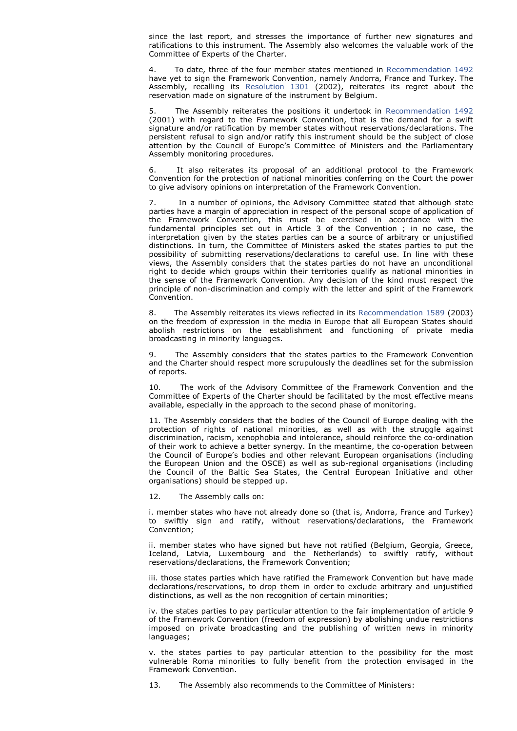since the last report, and stresses the importance of further new signatures and ratifications to this instrument. The Assembly also welcomes the valuable work of the Committee of Experts of the Charter.

4. To date, three of the four member states mentioned in Recommendation 1492 have yet to sign the Framework Convention, namely Andorra, France and Turkey. The Assembly, recalling its Resolution 1301 (2002), reiterates its regret about the reservation made on signature of the instrument by Belgium.

5. The Assembly reiterates the positions it undertook in Recommendation 1492 (2001) with regard to the Framework Convention, that is the demand for a swift signature and/or ratification by member states without reservations/declarations. The persistent refusal to sign and/or ratify this instrument should be the subject of close attention by the Council of Europe's Committee of Ministers and the Parliamentary Assembly monitoring procedures.

6. It also reiterates its proposal of an additional protocol to the Framework Convention for the protection of national minorities conferring on the Court the power to give advisory opinions on interpretation of the Framework Convention.

7. In a number of opinions, the Advisory Committee stated that although state parties have a margin of appreciation in respect of the personal scope of application of the Framework Convention, this must be exercised in accordance with the fundamental principles set out in Article 3 of the Convention ; in no case, the interpretation given by the states parties can be a source of arbitrary or unjustified distinctions. In turn, the Committee of Ministers asked the states parties to put the possibility of submitting reservations/declarations to careful use. In line with these views, the Assembly considers that the states parties do not have an unconditional right to decide which groups within their territories qualify as national minorities in the sense of the Framework Convention. Any decision of the kind must respect the principle of non-discrimination and comply with the letter and spirit of the Framework Convention.

8. The Assembly reiterates its views reflected in its Recommendation 1589 (2003) on the freedom of expression in the media in Europe that all European States should abolish restrictions on the establishment and functioning of private media broadcasting in minority languages.

9. The Assembly considers that the states parties to the Framework Convention and the Charter should respect more scrupulously the deadlines set for the submission of reports.

10. The work of the Advisory Committee of the Framework Convention and the Committee of Experts of the Charter should be facilitated by the most effective means available, especially in the approach to the second phase of monitoring.

11. The Assembly considers that the bodies of the Council of Europe dealing with the protection of rights of national minorities, as well as with the struggle against discrimination, racism, xenophobia and intolerance, should reinforce the co-ordination of their work to achieve a better synergy. In the meantime, the co-operation between the Council of Europe's bodies and other relevant European organisations (including the European Union and the OSCE) as well as sub-regional organisations (including the Council of the Baltic Sea States, the Central European Initiative and other organisations) should be stepped up.

12. The Assembly calls on:

i. member states who have not already done so (that is, Andorra, France and Turkey) to swiftly sign and ratify, without reservations/declarations, the Framework Convention;

ii. member states who have signed but have not ratified (Belgium, Georgia, Greece, Iceland, Latvia, Luxembourg and the Netherlands) to swiftly ratify, without reservations/declarations, the Framework Convention;

iii. those states parties which have ratified the Framework Convention but have made declarations/reservations, to drop them in order to exclude arbitrary and unjustified distinctions, as well as the non recognition of certain minorities;

iv. the states parties to pay particular attention to the fair implementation of article 9 of the Framework Convention (freedom of expression) by abolishing undue restrictions imposed on private broadcasting and the publishing of written news in minority languages;

v. the states parties to pay particular attention to the possibility for the most vulnerable Roma minorities to fully benefit from the protection envisaged in the Framework Convention.

13. The Assembly also recommends to the Committee of Ministers: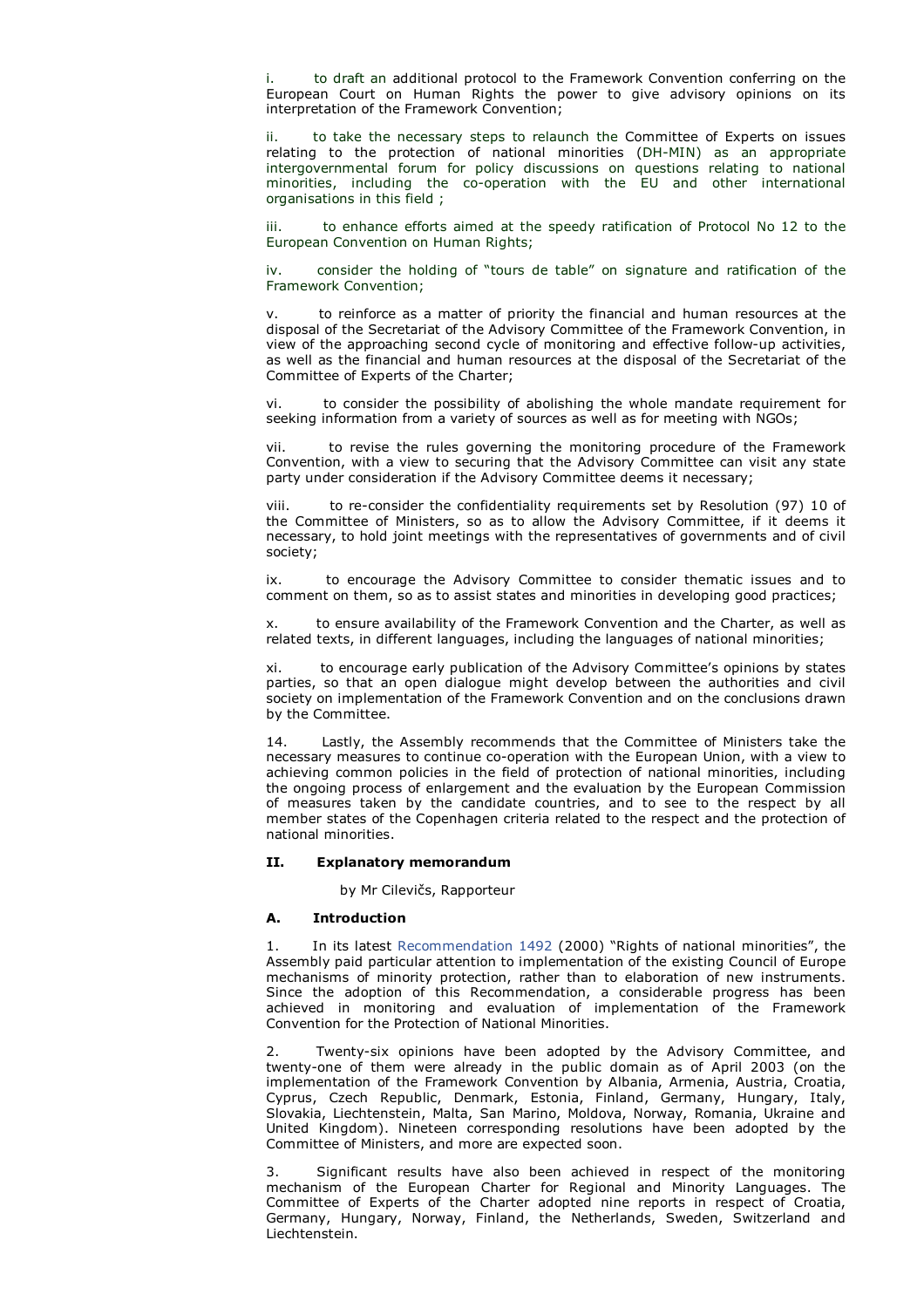i. to draft an additional protocol to the Framework Convention conferring on the European Court on Human Rights the power to give advisory opinions on its interpretation of the Framework Convention;

ii. to take the necessary steps to relaunch the Committee of Experts on issues relating to the protection of national minorities (DH-MIN) as an appropriate intergovernmental forum for policy discussions on questions relating to national minorities, including the co-operation with the EU and other international organisations in this field ;

iii. to enhance efforts aimed at the speedy ratification of Protocol No 12 to the European Convention on Human Rights;

iv. consider the holding of "tours de table" on signature and ratification of the Framework Convention;

v. to reinforce as a matter of priority the financial and human resources at the disposal of the Secretariat of the Advisory Committee of the Framework Convention, in view of the approaching second cycle of monitoring and effective follow-up activities, as well as the financial and human resources at the disposal of the Secretariat of the Committee of Experts of the Charter;

vi. to consider the possibility of abolishing the whole mandate requirement for seeking information from a variety of sources as well as for meeting with NGOs;

vii. to revise the rules governing the monitoring procedure of the Framework Convention, with a view to securing that the Advisory Committee can visit any state party under consideration if the Advisory Committee deems it necessary;

viii. to re-consider the confidentiality requirements set by Resolution (97) 10 of the Committee of Ministers, so as to allow the Advisory Committee, if it deems it necessary, to hold joint meetings with the representatives of governments and of civil society;

ix. to encourage the Advisory Committee to consider thematic issues and to comment on them, so as to assist states and minorities in developing good practices;

x. to ensure availability of the Framework Convention and the Charter, as well as related texts, in different languages, including the languages of national minorities;

xi. to encourage early publication of the Advisory Committee's opinions by states parties, so that an open dialogue might develop between the authorities and civil society on implementation of the Framework Convention and on the conclusions drawn by the Committee.

14. Lastly, the Assembly recommends that the Committee of Ministers take the necessary measures to continue co-operation with the European Union, with a view to achieving common policies in the field of protection of national minorities, including the ongoing process of enlargement and the evaluation by the European Commission of measures taken by the candidate countries, and to see to the respect by all member states of the Copenhagen criteria related to the respect and the protection of national minorities.

## II. Explanatory memorandum

by Mr Cilevičs, Rapporteur

### A. Introduction

1. In its latest Recommendation 1492 (2000) "Rights of national minorities", the Assembly paid particular attention to implementation of the existing Council of Europe mechanisms of minority protection, rather than to elaboration of new instruments. Since the adoption of this Recommendation, a considerable progress has been achieved in monitoring and evaluation of implementation of the Framework Convention for the Protection of National Minorities.

2. Twenty-six opinions have been adopted by the Advisory Committee, and twenty-one of them were already in the public domain as of April 2003 (on the implementation of the Framework Convention by Albania, Armenia, Austria, Croatia, Cyprus, Czech Republic, Denmark, Estonia, Finland, Germany, Hungary, Italy, Slovakia, Liechtenstein, Malta, San Marino, Moldova, Norway, Romania, Ukraine and United Kingdom). Nineteen corresponding resolutions have been adopted by the Committee of Ministers, and more are expected soon.

3. Significant results have also been achieved in respect of the monitoring mechanism of the European Charter for Regional and Minority Languages. The Committee of Experts of the Charter adopted nine reports in respect of Croatia, Germany, Hungary, Norway, Finland, the Netherlands, Sweden, Switzerland and Liechtenstein.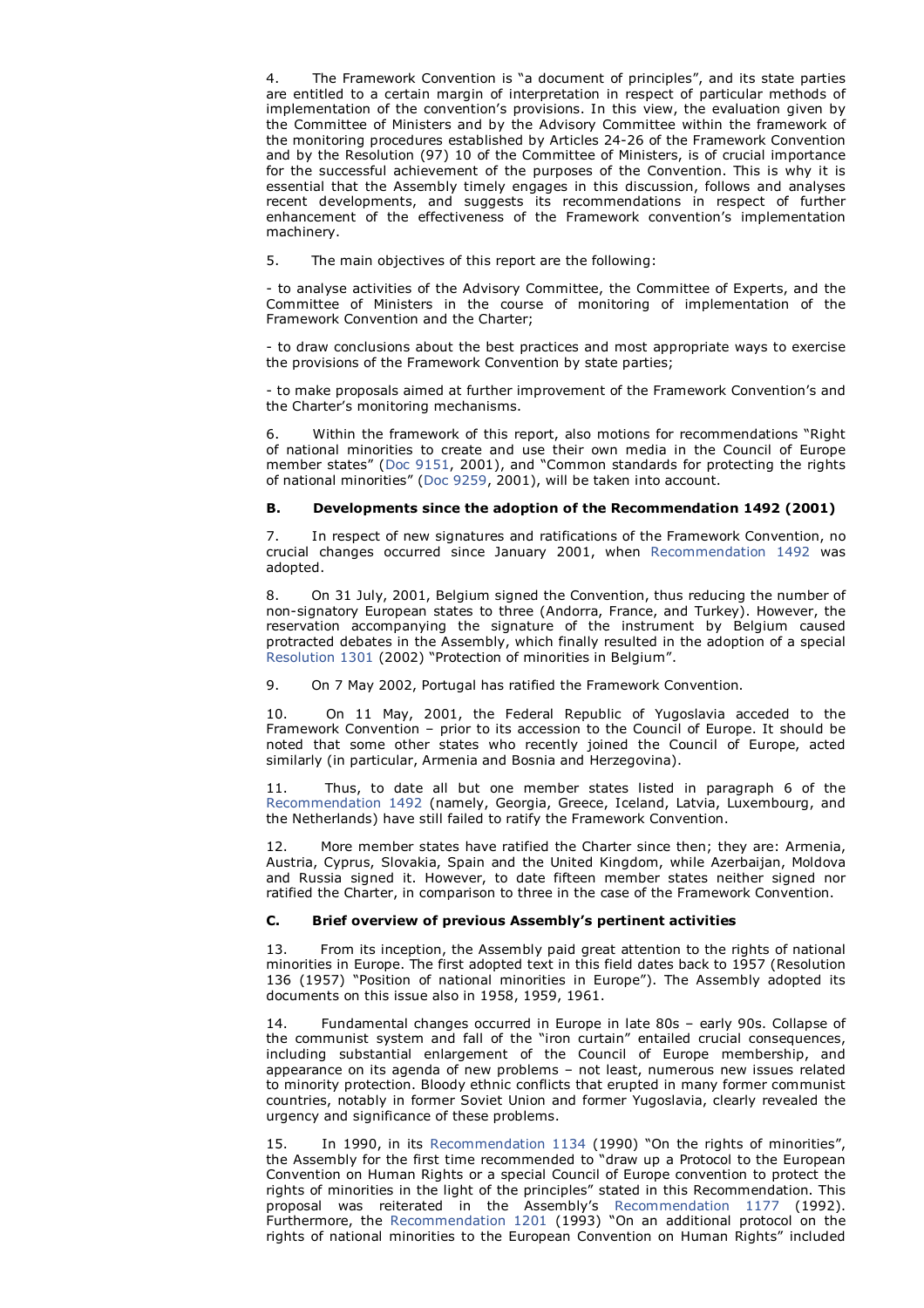4. The Framework Convention is "a document of principles", and its state parties are entitled to a certain margin of interpretation in respect of particular methods of implementation of the convention's provisions. In this view, the evaluation given by the Committee of Ministers and by the Advisory Committee within the framework of the monitoring procedures established by Articles 24-26 of the Framework Convention and by the Resolution (97) 10 of the Committee of Ministers, is of crucial importance for the successful achievement of the purposes of the Convention. This is why it is essential that the Assembly timely engages in this discussion, follows and analyses recent developments, and suggests its recommendations in respect of further enhancement of the effectiveness of the Framework convention's implementation machinery.

5. The main objectives of this report are the following:

- to analyse activities of the Advisory Committee, the Committee of Experts, and the Committee of Ministers in the course of monitoring of implementation of the Framework Convention and the Charter;

- to draw conclusions about the best practices and most appropriate ways to exercise the provisions of the Framework Convention by state parties;

- to make proposals aimed at further improvement of the Framework Convention's and the Charter's monitoring mechanisms.

6. Within the framework of this report, also motions for recommendations "Right of national minorities to create and use their own media in the Council of Europe member states" (Doc 9151, 2001), and "Common standards for protecting the rights of national minorities" (Doc 9259, 2001), will be taken into account.

**B. Developments since the adoption of the Recommendation 1492 (2001)**

7. In respect of new signatures and ratifications of the Framework Convention, no crucial changes occurred since January 2001, when Recommendation 1492 was adopted.

8. On 31 July, 2001, Belgium signed the Convention, thus reducing the number of non-signatory European states to three (Andorra, France, and Turkey). However, the reservation accompanying the signature of the instrument by Belgium caused protracted debates in the Assembly, which finally resulted in the adoption of a special Resolution 1301 (2002) "Protection of minorities in Belgium".

9. On 7 May 2002, Portugal has ratified the Framework Convention.

10. On 11 May, 2001, the Federal Republic of Yugoslavia acceded to the Framework Convention – prior to its accession to the Council of Europe. It should be noted that some other states who recently joined the Council of Europe, acted similarly (in particular, Armenia and Bosnia and Herzegovina).

11. Thus, to date all but one member states listed in paragraph 6 of the Recommendation 1492 (namely, Georgia, Greece, Iceland, Latvia, Luxembourg, and the Netherlands) have still failed to ratify the Framework Convention.

12. More member states have ratified the Charter since then; they are: Armenia, Austria, Cyprus, Slovakia, Spain and the United Kingdom, while Azerbaijan, Moldova and Russia signed it. However, to date fifteen member states neither signed nor ratified the Charter, in comparison to three in the case of the Framework Convention.

**C. Brief overview of previous Assembly's pertinent activities**

13. From its inception, the Assembly paid great attention to the rights of national minorities in Europe. The first adopted text in this field dates back to 1957 (Resolution 136 (1957) "Position of national minorities in Europe"). The Assembly adopted its documents on this issue also in 1958, 1959, 1961.

14. Fundamental changes occurred in Europe in late 80s – early 90s. Collapse of the communist system and fall of the "iron curtain" entailed crucial consequences, including substantial enlargement of the Council of Europe membership, and appearance on its agenda of new problems – not least, numerous new issues related to minority protection. Bloody ethnic conflicts that erupted in many former communist countries, notably in former Soviet Union and former Yugoslavia, clearly revealed the urgency and significance of these problems.

15. In 1990, in its Recommendation 1134 (1990) "On the rights of minorities", the Assembly for the first time recommended to "draw up a Protocol to the European Convention on Human Rights or a special Council of Europe convention to protect the rights of minorities in the light of the principles" stated in this Recommendation. This proposal was reiterated in the Assembly's Recommendation 1177 (1992). Furthermore, the Recommendation 1201 (1993) "On an additional protocol on the rights of national minorities to the European Convention on Human Rights" included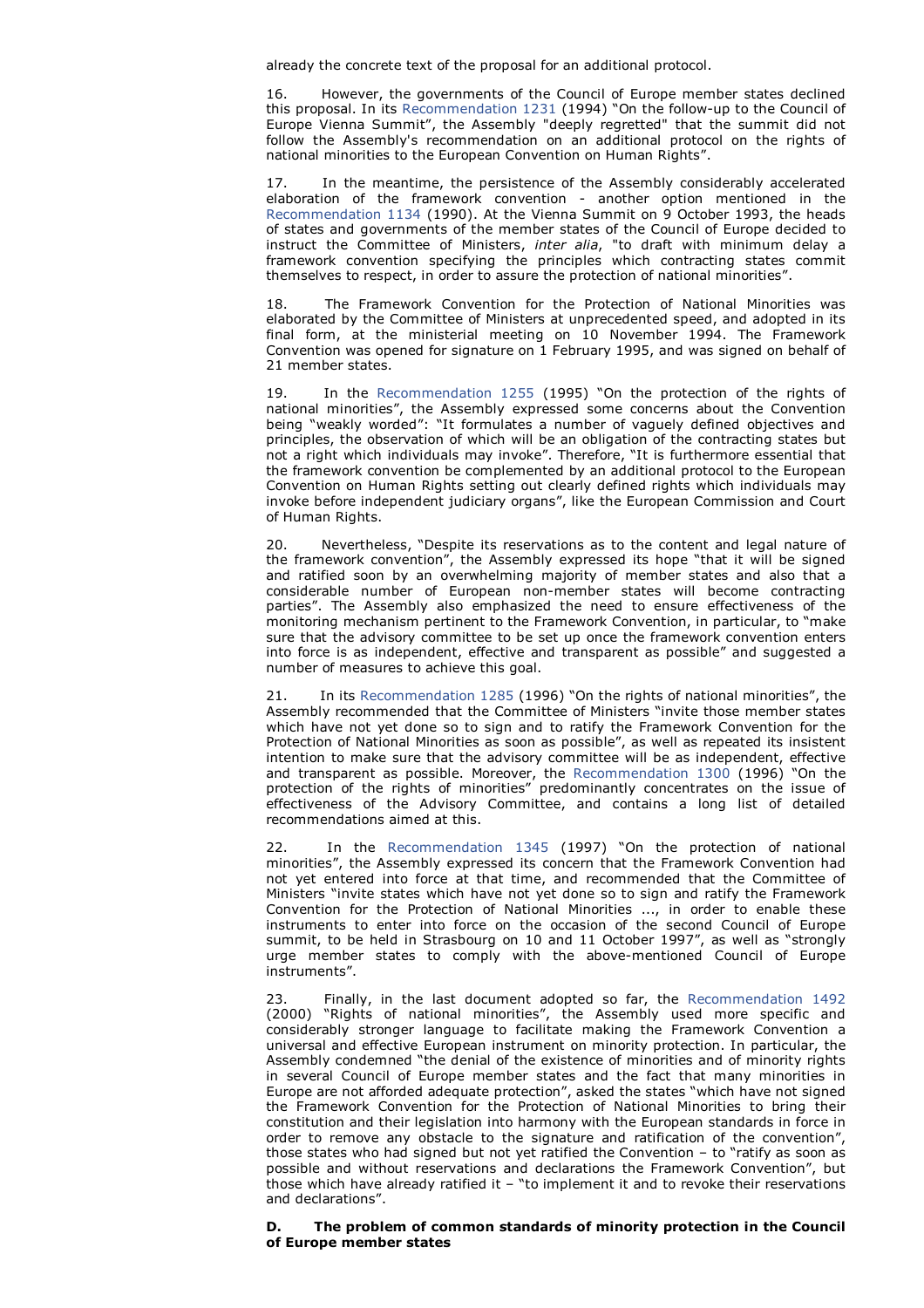already the concrete text of the proposal for an additional protocol.

16. However, the governments of the Council of Europe member states declined this proposal. In its Recommendation 1231 (1994) "On the follow-up to the Council of Europe Vienna Summit", the Assembly "deeply regretted" that the summit did not follow the Assembly's recommendation on an additional protocol on the rights of national minorities to the European Convention on Human Rights".

17. In the meantime, the persistence of the Assembly considerably accelerated elaboration of the framework convention - another option mentioned in the Recommendation 1134 (1990). At the Vienna Summit on 9 October 1993, the heads of states and governments of the member states of the Council of Europe decided to instruct the Committee of Ministers, *inter alia*, "to draft with minimum delay a framework convention specifying the principles which contracting states commit themselves to respect, in order to assure the protection of national minorities".

18. The Framework Convention for the Protection of National Minorities was elaborated by the Committee of Ministers at unprecedented speed, and adopted in its final form, at the ministerial meeting on 10 November 1994. The Framework Convention was opened for signature on 1 February 1995, and was signed on behalf of 21 member states.

19. In the Recommendation 1255 (1995) "On the protection of the rights of national minorities", the Assembly expressed some concerns about the Convention being "weakly worded": "It formulates a number of vaguely defined objectives and principles, the observation of which will be an obligation of the contracting states but not a right which individuals may invoke". Therefore, "It is furthermore essential that the framework convention be complemented by an additional protocol to the European Convention on Human Rights setting out clearly defined rights which individuals may invoke before independent judiciary organs", like the European Commission and Court of Human Rights.

20. Nevertheless, "Despite its reservations as to the content and legal nature of the framework convention", the Assembly expressed its hope "that it will be signed and ratified soon by an overwhelming majority of member states and also that a considerable number of European non-member states will become contracting parties". The Assembly also emphasized the need to ensure effectiveness of the monitoring mechanism pertinent to the Framework Convention, in particular, to "make sure that the advisory committee to be set up once the framework convention enters into force is as independent, effective and transparent as possible" and suggested a number of measures to achieve this goal.

21. In its Recommendation 1285 (1996) "On the rights of national minorities", the Assembly recommended that the Committee of Ministers "invite those member states which have not yet done so to sign and to ratify the Framework Convention for the Protection of National Minorities as soon as possible", as well as repeated its insistent intention to make sure that the advisory committee will be as independent, effective and transparent as possible. Moreover, the Recommendation 1300 (1996) "On the protection of the rights of minorities" predominantly concentrates on the issue of effectiveness of the Advisory Committee, and contains a long list of detailed recommendations aimed at this.

22. In the Recommendation 1345 (1997) "On the protection of national minorities", the Assembly expressed its concern that the Framework Convention had not yet entered into force at that time, and recommended that the Committee of Ministers "invite states which have not yet done so to sign and ratify the Framework Convention for the Protection of National Minorities ..., in order to enable these instruments to enter into force on the occasion of the second Council of Europe summit, to be held in Strasbourg on 10 and 11 October 1997", as well as "strongly urge member states to comply with the above-mentioned Council of Europe instruments".

23. Finally, in the last document adopted so far, the Recommendation 1492 (2000) "Rights of national minorities", the Assembly used more specific and considerably stronger language to facilitate making the Framework Convention a universal and effective European instrument on minority protection. In particular, the Assembly condemned "the denial of the existence of minorities and of minority rights in several Council of Europe member states and the fact that many minorities in Europe are not afforded adequate protection", asked the states "which have not signed the Framework Convention for the Protection of National Minorities to bring their constitution and their legislation into harmony with the European standards in force in order to remove any obstacle to the signature and ratification of the convention", those states who had signed but not yet ratified the Convention – to "ratify as soon as possible and without reservations and declarations the Framework Convention", but those which have already ratified it – "to implement it and to revoke their reservations and declarations".

### D. The problem of common standards of minority protection in the Council of Europe member states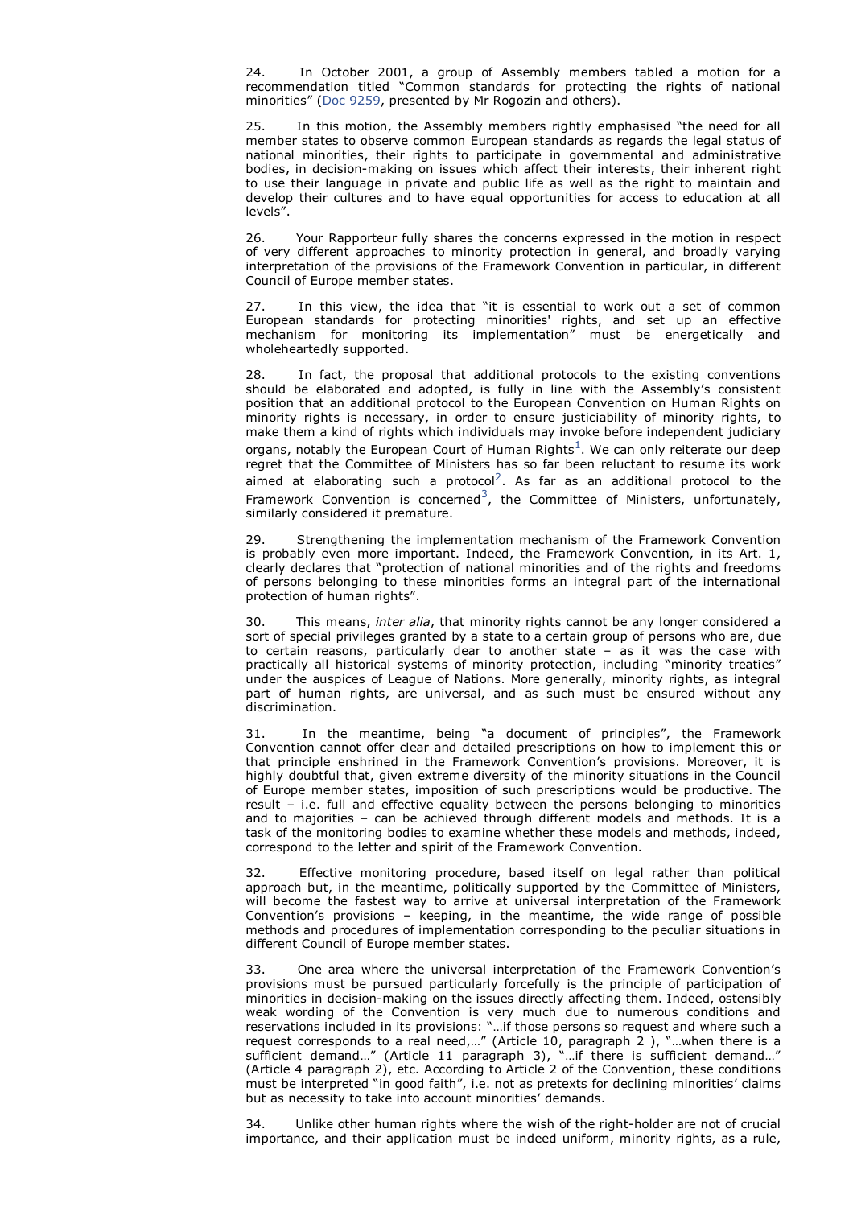24. In October 2001, a group of Assembly members tabled a motion for a recommendation titled "Common standards for protecting the rights of national minorities" (Doc 9259, presented by Mr Rogozin and others).

25. In this motion, the Assembly members rightly emphasised "the need for all member states to observe common European standards as regards the legal status of national minorities, their rights to participate in governmental and administrative bodies, in decision-making on issues which affect their interests, their inherent right to use their language in private and public life as well as the right to maintain and develop their cultures and to have equal opportunities for access to education at all levels".

26. Your Rapporteur fully shares the concerns expressed in the motion in respect of very different approaches to minority protection in general, and broadly varying interpretation of the provisions of the Framework Convention in particular, in different Council of Europe member states.

27. In this view, the idea that "it is essential to work out a set of common European standards for protecting minorities' rights, and set up an effective mechanism for monitoring its implementation" must be energetically and wholeheartedly supported.

28. In fact, the proposal that additional protocols to the existing conventions should be elaborated and adopted, is fully in line with the Assembly's consistent position that an additional protocol to the European Convention on Human Rights on minority rights is necessary, in order to ensure justiciability of minority rights, to make them a kind of rights which individuals may invoke before independent judiciary organs, notably the European Court of Human Rights[1]. We can only reiterate our deep regret that the Committee of Ministers has so far been reluctant to resume its work aimed at elaborating such a protocol[2]. As far as an additional protocol to the Framework Convention is concerned[3], the Committee of Ministers, unfortunately, similarly considered it premature.

29. Strengthening the implementation mechanism of the Framework Convention is probably even more important. Indeed, the Framework Convention, in its Art. 1, clearly declares that "protection of national minorities and of the rights and freedoms of persons belonging to these minorities forms an integral part of the international protection of human rights".

30. This means, *inter alia*, that minority rights cannot be any longer considered a sort of special privileges granted by a state to a certain group of persons who are, due to certain reasons, particularly dear to another state – as it was the case with practically all historical systems of minority protection, including "minority treaties" under the auspices of League of Nations. More generally, minority rights, as integral part of human rights, are universal, and as such must be ensured without any discrimination.

31. In the meantime, being "a document of principles", the Framework Convention cannot offer clear and detailed prescriptions on how to implement this or that principle enshrined in the Framework Convention's provisions. Moreover, it is highly doubtful that, given extreme diversity of the minority situations in the Council of Europe member states, imposition of such prescriptions would be productive. The result – i.e. full and effective equality between the persons belonging to minorities and to majorities – can be achieved through different models and methods. It is a task of the monitoring bodies to examine whether these models and methods, indeed, correspond to the letter and spirit of the Framework Convention.

32. Effective monitoring procedure, based itself on legal rather than political approach but, in the meantime, politically supported by the Committee of Ministers, will become the fastest way to arrive at universal interpretation of the Framework Convention's provisions – keeping, in the meantime, the wide range of possible methods and procedures of implementation corresponding to the peculiar situations in different Council of Europe member states.

33. One area where the universal interpretation of the Framework Convention's provisions must be pursued particularly forcefully is the principle of participation of minorities in decision-making on the issues directly affecting them. Indeed, ostensibly weak wording of the Convention is very much due to numerous conditions and reservations included in its provisions: "…if those persons so request and where such a request corresponds to a real need,…" (Article 10, paragraph 2 ), "…when there is a sufficient demand…" (Article 11 paragraph 3), "…if there is sufficient demand…" (Article 4 paragraph 2), etc. According to Article 2 of the Convention, these conditions must be interpreted "in good faith", i.e. not as pretexts for declining minorities' claims but as necessity to take into account minorities' demands.

34. Unlike other human rights where the wish of the right-holder are not of crucial importance, and their application must be indeed uniform, minority rights, as a rule,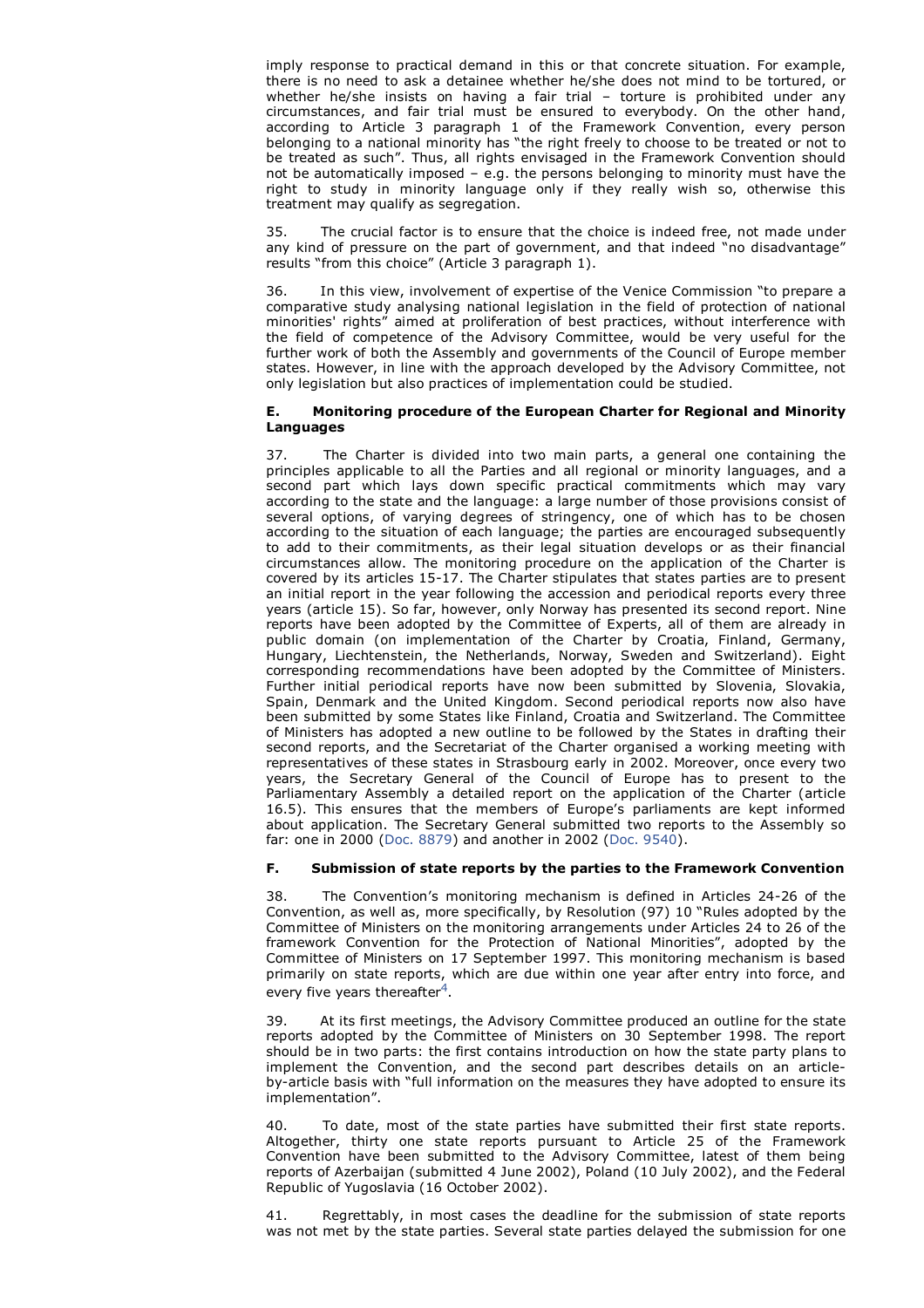imply response to practical demand in this or that concrete situation. For example, there is no need to ask a detainee whether he/she does not mind to be tortured, or whether he/she insists on having a fair trial – torture is prohibited under any circumstances, and fair trial must be ensured to everybody. On the other hand, according to Article 3 paragraph 1 of the Framework Convention, every person belonging to a national minority has "the right freely to choose to be treated or not to be treated as such". Thus, all rights envisaged in the Framework Convention should not be automatically imposed – e.g. the persons belonging to minority must have the right to study in minority language only if they really wish so, otherwise this treatment may qualify as segregation.

35. The crucial factor is to ensure that the choice is indeed free, not made under any kind of pressure on the part of government, and that indeed "no disadvantage" results "from this choice" (Article 3 paragraph 1).

36. In this view, involvement of expertise of the Venice Commission "to prepare a comparative study analysing national legislation in the field of protection of national minorities' rights" aimed at proliferation of best practices, without interference with the field of competence of the Advisory Committee, would be very useful for the further work of both the Assembly and governments of the Council of Europe member states. However, in line with the approach developed by the Advisory Committee, not only legislation but also practices of implementation could be studied.

#### E. Monitoring procedure of the European Charter for Regional and Minority Languages

37. The Charter is divided into two main parts, a general one containing the principles applicable to all the Parties and all regional or minority languages, and a second part which lays down specific practical commitments which may vary according to the state and the language: a large number of those provisions consist of several options, of varying degrees of stringency, one of which has to be chosen according to the situation of each language; the parties are encouraged subsequently to add to their commitments, as their legal situation develops or as their financial circumstances allow. The monitoring procedure on the application of the Charter is covered by its articles 15-17. The Charter stipulates that states parties are to present an initial report in the year following the accession and periodical reports every three years (article 15). So far, however, only Norway has presented its second report. Nine reports have been adopted by the Committee of Experts, all of them are already in public domain (on implementation of the Charter by Croatia, Finland, Germany, Hungary, Liechtenstein, the Netherlands, Norway, Sweden and Switzerland). Eight corresponding recommendations have been adopted by the Committee of Ministers. Further initial periodical reports have now been submitted by Slovenia, Slovakia, Spain, Denmark and the United Kingdom. Second periodical reports now also have been submitted by some States like Finland, Croatia and Switzerland. The Committee of Ministers has adopted a new outline to be followed by the States in drafting their second reports, and the Secretariat of the Charter organised a working meeting with representatives of these states in Strasbourg early in 2002. Moreover, once every two years, the Secretary General of the Council of Europe has to present to the Parliamentary Assembly a detailed report on the application of the Charter (article 16.5). This ensures that the members of Europe's parliaments are kept informed about application. The Secretary General submitted two reports to the Assembly so far: one in 2000 (Doc. 8879) and another in 2002 (Doc. 9540).

#### F. Submission of state reports by the parties to the Framework Convention

38. The Convention's monitoring mechanism is defined in Articles 24-26 of the Convention, as well as, more specifically, by Resolution (97) 10 "Rules adopted by the Committee of Ministers on the monitoring arrangements under Articles 24 to 26 of the framework Convention for the Protection of National Minorities", adopted by the Committee of Ministers on 17 September 1997. This monitoring mechanism is based primarily on state reports, which are due within one year after entry into force, and every five years thereafter[4].

39. At its first meetings, the Advisory Committee produced an outline for the state reports adopted by the Committee of Ministers on 30 September 1998. The report should be in two parts: the first contains introduction on how the state party plans to implement the Convention, and the second part describes details on an article-by-article basis with "full information on the measures they have adopted to ensure its implementation".

40. To date, most of the state parties have submitted their first state reports. Altogether, thirty one state reports pursuant to Article 25 of the Framework Convention have been submitted to the Advisory Committee, latest of them being reports of Azerbaijan (submitted 4 June 2002), Poland (10 July 2002), and the Federal Republic of Yugoslavia (16 October 2002).

41. Regrettably, in most cases the deadline for the submission of state reports was not met by the state parties. Several state parties delayed the submission for one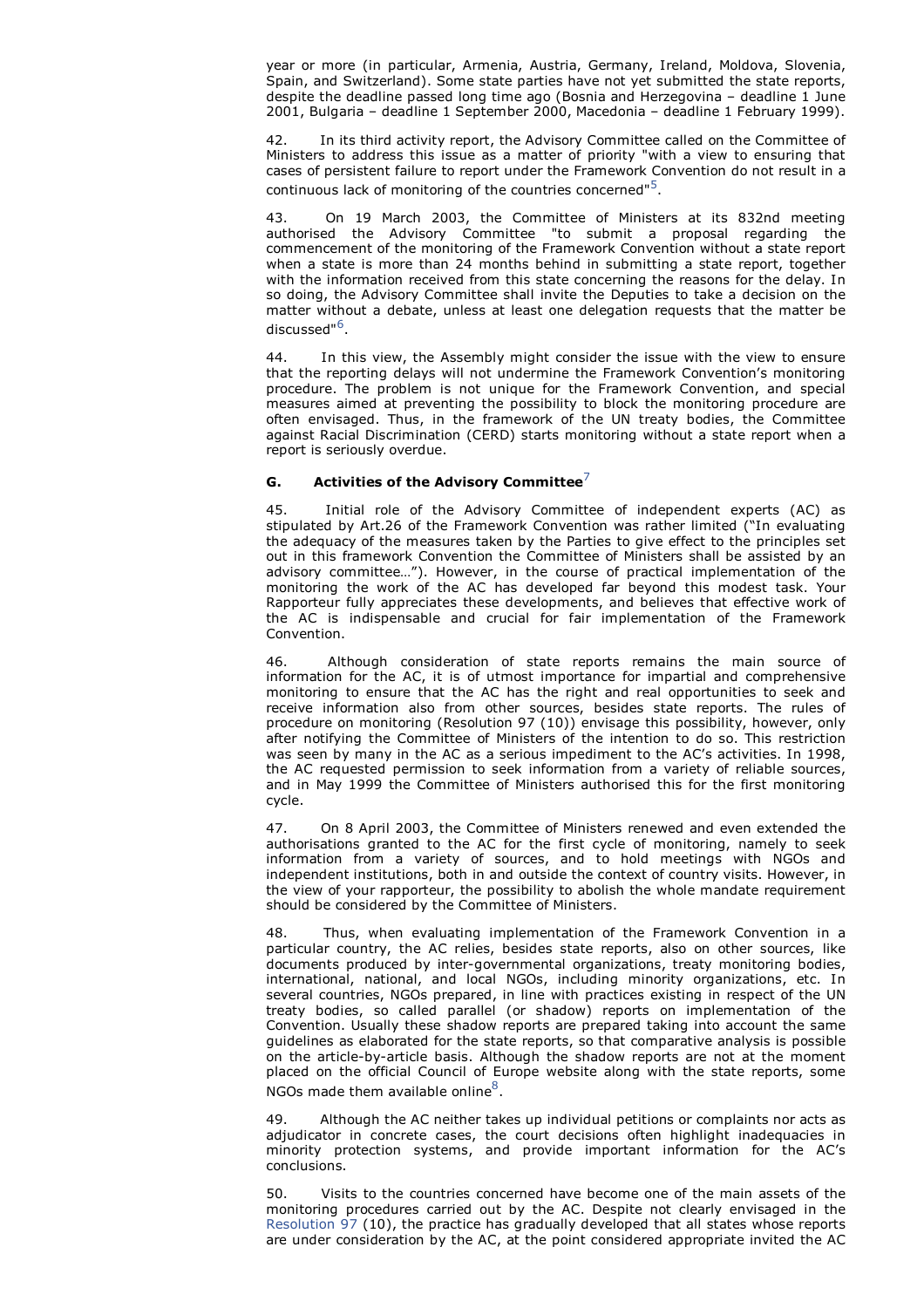year or more (in particular, Armenia, Austria, Germany, Ireland, Moldova, Slovenia, Spain, and Switzerland). Some state parties have not yet submitted the state reports, despite the deadline passed long time ago (Bosnia and Herzegovina – deadline 1 June 2001, Bulgaria – deadline 1 September 2000, Macedonia – deadline 1 February 1999).

42. In its third activity report, the Advisory Committee called on the Committee of Ministers to address this issue as a matter of priority "with a view to ensuring that cases of persistent failure to report under the Framework Convention do not result in a continuous lack of monitoring of the countries concerned"[5].

43. On 19 March 2003, the Committee of Ministers at its 832nd meeting authorised the Advisory Committee "to submit a proposal regarding the commencement of the monitoring of the Framework Convention without a state report when a state is more than 24 months behind in submitting a state report, together with the information received from this state concerning the reasons for the delay. In so doing, the Advisory Committee shall invite the Deputies to take a decision on the matter without a debate, unless at least one delegation requests that the matter be discussed"[6].

44. In this view, the Assembly might consider the issue with the view to ensure that the reporting delays will not undermine the Framework Convention's monitoring procedure. The problem is not unique for the Framework Convention, and special measures aimed at preventing the possibility to block the monitoring procedure are often envisaged. Thus, in the framework of the UN treaty bodies, the Committee against Racial Discrimination (CERD) starts monitoring without a state report when a report is seriously overdue.

### G. Activities of the Advisory Committee[7]

45. Initial role of the Advisory Committee of independent experts (AC) as stipulated by Art.26 of the Framework Convention was rather limited ("In evaluating the adequacy of the measures taken by the Parties to give effect to the principles set out in this framework Convention the Committee of Ministers shall be assisted by an advisory committee…"). However, in the course of practical implementation of the monitoring the work of the AC has developed far beyond this modest task. Your Rapporteur fully appreciates these developments, and believes that effective work of the AC is indispensable and crucial for fair implementation of the Framework Convention.

46. Although consideration of state reports remains the main source of information for the AC, it is of utmost importance for impartial and comprehensive monitoring to ensure that the AC has the right and real opportunities to seek and receive information also from other sources, besides state reports. The rules of procedure on monitoring (Resolution 97 (10)) envisage this possibility, however, only after notifying the Committee of Ministers of the intention to do so. This restriction was seen by many in the AC as a serious impediment to the AC's activities. In 1998, the AC requested permission to seek information from a variety of reliable sources, and in May 1999 the Committee of Ministers authorised this for the first monitoring cycle.

47. On 8 April 2003, the Committee of Ministers renewed and even extended the authorisations granted to the AC for the first cycle of monitoring, namely to seek information from a variety of sources, and to hold meetings with NGOs and independent institutions, both in and outside the context of country visits. However, in the view of your rapporteur, the possibility to abolish the whole mandate requirement should be considered by the Committee of Ministers.

48. Thus, when evaluating implementation of the Framework Convention in a particular country, the AC relies, besides state reports, also on other sources, like documents produced by inter-governmental organizations, treaty monitoring bodies, international, national, and local NGOs, including minority organizations, etc. In several countries, NGOs prepared, in line with practices existing in respect of the UN treaty bodies, so called parallel (or shadow) reports on implementation of the Convention. Usually these shadow reports are prepared taking into account the same guidelines as elaborated for the state reports, so that comparative analysis is possible on the article-by-article basis. Although the shadow reports are not at the moment placed on the official Council of Europe website along with the state reports, some NGOs made them available online[8].

49. Although the AC neither takes up individual petitions or complaints nor acts as adjudicator in concrete cases, the court decisions often highlight inadequacies in minority protection systems, and provide important information for the AC's conclusions.

50. Visits to the countries concerned have become one of the main assets of the monitoring procedures carried out by the AC. Despite not clearly envisaged in the Resolution 97 (10), the practice has gradually developed that all states whose reports are under consideration by the AC, at the point considered appropriate invited the AC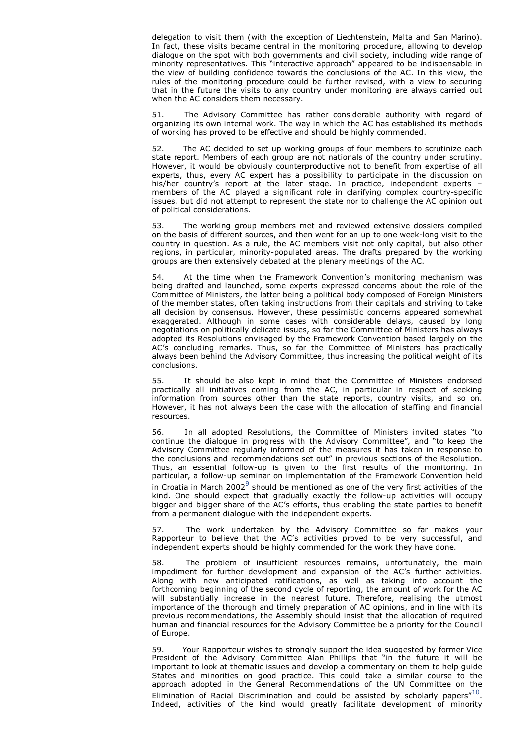delegation to visit them (with the exception of Liechtenstein, Malta and San Marino). In fact, these visits became central in the monitoring procedure, allowing to develop dialogue on the spot with both governments and civil society, including wide range of minority representatives. This "interactive approach" appeared to be indispensable in the view of building confidence towards the conclusions of the AC. In this view, the rules of the monitoring procedure could be further revised, with a view to securing that in the future the visits to any country under monitoring are always carried out when the AC considers them necessary.

51. The Advisory Committee has rather considerable authority with regard of organizing its own internal work. The way in which the AC has established its methods of working has proved to be effective and should be highly commended.

52. The AC decided to set up working groups of four members to scrutinize each state report. Members of each group are not nationals of the country under scrutiny. However, it would be obviously counterproductive not to benefit from expertise of all experts, thus, every AC expert has a possibility to participate in the discussion on his/her country's report at the later stage. In practice, independent experts – members of the AC played a significant role in clarifying complex country-specific issues, but did not attempt to represent the state nor to challenge the AC opinion out of political considerations.

53. The working group members met and reviewed extensive dossiers compiled on the basis of different sources, and then went for an up to one week-long visit to the country in question. As a rule, the AC members visit not only capital, but also other regions, in particular, minority-populated areas. The drafts prepared by the working groups are then extensively debated at the plenary meetings of the AC.

54. At the time when the Framework Convention's monitoring mechanism was being drafted and launched, some experts expressed concerns about the role of the Committee of Ministers, the latter being a political body composed of Foreign Ministers of the member states, often taking instructions from their capitals and striving to take all decision by consensus. However, these pessimistic concerns appeared somewhat exaggerated. Although in some cases with considerable delays, caused by long negotiations on politically delicate issues, so far the Committee of Ministers has always adopted its Resolutions envisaged by the Framework Convention based largely on the AC's concluding remarks. Thus, so far the Committee of Ministers has practically always been behind the Advisory Committee, thus increasing the political weight of its conclusions.

55. It should be also kept in mind that the Committee of Ministers endorsed practically all initiatives coming from the AC, in particular in respect of seeking information from sources other than the state reports, country visits, and so on. However, it has not always been the case with the allocation of staffing and financial resources.

56. In all adopted Resolutions, the Committee of Ministers invited states "to continue the dialogue in progress with the Advisory Committee", and "to keep the Advisory Committee regularly informed of the measures it has taken in response to the conclusions and recommendations set out" in previous sections of the Resolution. Thus, an essential follow-up is given to the first results of the monitoring. In particular, a follow-up seminar on implementation of the Framework Convention held in Croatia in March 2002[9] should be mentioned as one of the very first activities of the kind. One should expect that gradually exactly the follow-up activities will occupy bigger and bigger share of the AC's efforts, thus enabling the state parties to benefit from a permanent dialogue with the independent experts.

57. The work undertaken by the Advisory Committee so far makes your Rapporteur to believe that the AC's activities proved to be very successful, and independent experts should be highly commended for the work they have done.

58. The problem of insufficient resources remains, unfortunately, the main impediment for further development and expansion of the AC's further activities. Along with new anticipated ratifications, as well as taking into account the forthcoming beginning of the second cycle of reporting, the amount of work for the AC will substantially increase in the nearest future. Therefore, realising the utmost importance of the thorough and timely preparation of AC opinions, and in line with its previous recommendations, the Assembly should insist that the allocation of required human and financial resources for the Advisory Committee be a priority for the Council of Europe.

59. Your Rapporteur wishes to strongly support the idea suggested by former Vice President of the Advisory Committee Alan Phillips that "in the future it will be important to look at thematic issues and develop a commentary on them to help guide States and minorities on good practice. This could take a similar course to the approach adopted in the General Recommendations of the UN Committee on the Elimination of Racial Discrimination and could be assisted by scholarly papers"[10]. Indeed, activities of the kind would greatly facilitate development of minority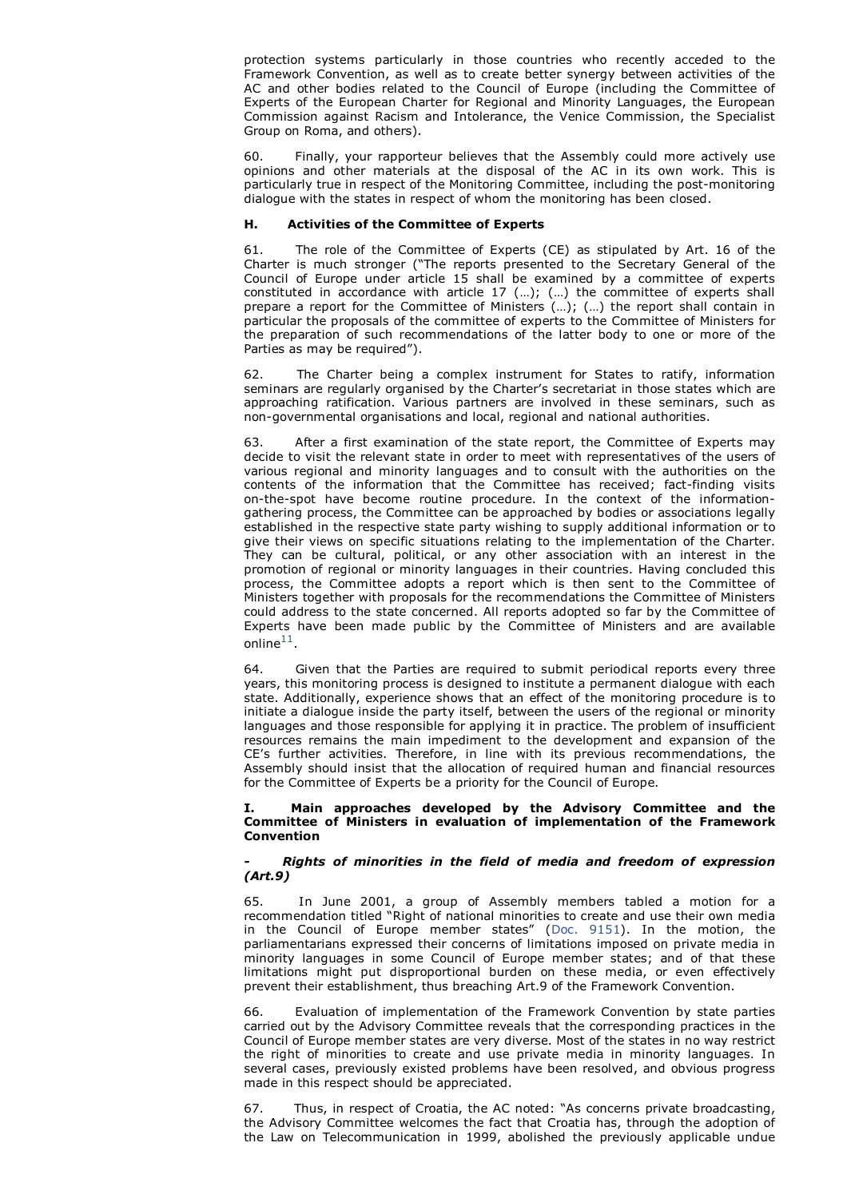protection systems particularly in those countries who recently acceded to the Framework Convention, as well as to create better synergy between activities of the AC and other bodies related to the Council of Europe (including the Committee of Experts of the European Charter for Regional and Minority Languages, the European Commission against Racism and Intolerance, the Venice Commission, the Specialist Group on Roma, and others).

60. Finally, your rapporteur believes that the Assembly could more actively use opinions and other materials at the disposal of the AC in its own work. This is particularly true in respect of the Monitoring Committee, including the post-monitoring dialogue with the states in respect of whom the monitoring has been closed.

#### H. Activities of the Committee of Experts

61. The role of the Committee of Experts (CE) as stipulated by Art. 16 of the Charter is much stronger ("The reports presented to the Secretary General of the Council of Europe under article 15 shall be examined by a committee of experts constituted in accordance with article 17 (…); (…) the committee of experts shall prepare a report for the Committee of Ministers (…); (…) the report shall contain in particular the proposals of the committee of experts to the Committee of Ministers for the preparation of such recommendations of the latter body to one or more of the Parties as may be required").

62. The Charter being a complex instrument for States to ratify, information seminars are regularly organised by the Charter's secretariat in those states which are approaching ratification. Various partners are involved in these seminars, such as non-governmental organisations and local, regional and national authorities.

63. After a first examination of the state report, the Committee of Experts may decide to visit the relevant state in order to meet with representatives of the users of various regional and minority languages and to consult with the authorities on the contents of the information that the Committee has received; fact-finding visits on-the-spot have become routine procedure. In the context of the information-gathering process, the Committee can be approached by bodies or associations legally established in the respective state party wishing to supply additional information or to give their views on specific situations relating to the implementation of the Charter. They can be cultural, political, or any other association with an interest in the promotion of regional or minority languages in their countries. Having concluded this process, the Committee adopts a report which is then sent to the Committee of Ministers together with proposals for the recommendations the Committee of Ministers could address to the state concerned. All reports adopted so far by the Committee of Experts have been made public by the Committee of Ministers and are available online[11].

64. Given that the Parties are required to submit periodical reports every three years, this monitoring process is designed to institute a permanent dialogue with each state. Additionally, experience shows that an effect of the monitoring procedure is to initiate a dialogue inside the party itself, between the users of the regional or minority languages and those responsible for applying it in practice. The problem of insufficient resources remains the main impediment to the development and expansion of the CE's further activities. Therefore, in line with its previous recommendations, the Assembly should insist that the allocation of required human and financial resources for the Committee of Experts be a priority for the Council of Europe.

#### I. Main approaches developed by the Advisory Committee and the Committee of Ministers in evaluation of implementation of the Framework Convention

##### *- Rights of minorities in the field of media and freedom of expression (Art.9)*

65. In June 2001, a group of Assembly members tabled a motion for a recommendation titled "Right of national minorities to create and use their own media in the Council of Europe member states" (Doc. 9151). In the motion, the parliamentarians expressed their concerns of limitations imposed on private media in minority languages in some Council of Europe member states; and of that these limitations might put disproportional burden on these media, or even effectively prevent their establishment, thus breaching Art.9 of the Framework Convention.

66. Evaluation of implementation of the Framework Convention by state parties carried out by the Advisory Committee reveals that the corresponding practices in the Council of Europe member states are very diverse. Most of the states in no way restrict the right of minorities to create and use private media in minority languages. In several cases, previously existed problems have been resolved, and obvious progress made in this respect should be appreciated.

67. Thus, in respect of Croatia, the AC noted: "As concerns private broadcasting, the Advisory Committee welcomes the fact that Croatia has, through the adoption of the Law on Telecommunication in 1999, abolished the previously applicable undue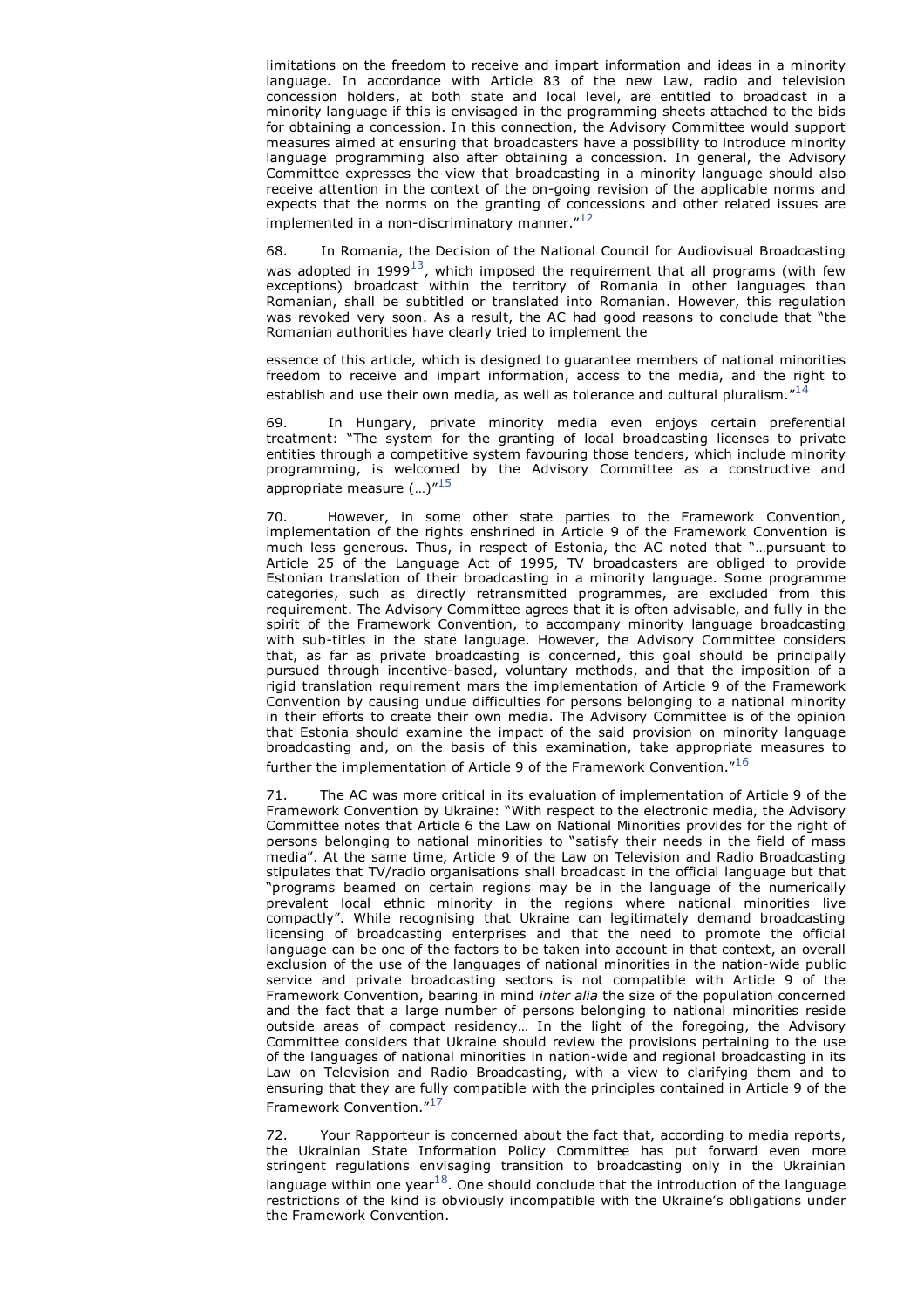limitations on the freedom to receive and impart information and ideas in a minority language. In accordance with Article 83 of the new Law, radio and television concession holders, at both state and local level, are entitled to broadcast in a minority language if this is envisaged in the programming sheets attached to the bids for obtaining a concession. In this connection, the Advisory Committee would support measures aimed at ensuring that broadcasters have a possibility to introduce minority language programming also after obtaining a concession. In general, the Advisory Committee expresses the view that broadcasting in a minority language should also receive attention in the context of the on-going revision of the applicable norms and expects that the norms on the granting of concessions and other related issues are implemented in a non-discriminatory manner."[12]

68. In Romania, the Decision of the National Council for Audiovisual Broadcasting was adopted in 1999[13], which imposed the requirement that all programs (with few exceptions) broadcast within the territory of Romania in other languages than Romanian, shall be subtitled or translated into Romanian. However, this regulation was revoked very soon. As a result, the AC had good reasons to conclude that "the Romanian authorities have clearly tried to implement the essence of this article, which is designed to guarantee members of national minorities freedom to receive and impart information, access to the media, and the right to establish and use their own media, as well as tolerance and cultural pluralism."[14]

69. In Hungary, private minority media even enjoys certain preferential treatment: "The system for the granting of local broadcasting licenses to private entities through a competitive system favouring those tenders, which include minority programming, is welcomed by the Advisory Committee as a constructive and appropriate measure (…)"[15]

70. However, in some other state parties to the Framework Convention, implementation of the rights enshrined in Article 9 of the Framework Convention is much less generous. Thus, in respect of Estonia, the AC noted that "…pursuant to Article 25 of the Language Act of 1995, TV broadcasters are obliged to provide Estonian translation of their broadcasting in a minority language. Some programme categories, such as directly retransmitted programmes, are excluded from this requirement. The Advisory Committee agrees that it is often advisable, and fully in the spirit of the Framework Convention, to accompany minority language broadcasting with sub-titles in the state language. However, the Advisory Committee considers that, as far as private broadcasting is concerned, this goal should be principally pursued through incentive-based, voluntary methods, and that the imposition of a rigid translation requirement mars the implementation of Article 9 of the Framework Convention by causing undue difficulties for persons belonging to a national minority in their efforts to create their own media. The Advisory Committee is of the opinion that Estonia should examine the impact of the said provision on minority language broadcasting and, on the basis of this examination, take appropriate measures to further the implementation of Article 9 of the Framework Convention."[16]

71. The AC was more critical in its evaluation of implementation of Article 9 of the Framework Convention by Ukraine: "With respect to the electronic media, the Advisory Committee notes that Article 6 the Law on National Minorities provides for the right of persons belonging to national minorities to "satisfy their needs in the field of mass media". At the same time, Article 9 of the Law on Television and Radio Broadcasting stipulates that TV/radio organisations shall broadcast in the official language but that "programs beamed on certain regions may be in the language of the numerically prevalent local ethnic minority in the regions where national minorities live compactly". While recognising that Ukraine can legitimately demand broadcasting licensing of broadcasting enterprises and that the need to promote the official language can be one of the factors to be taken into account in that context, an overall exclusion of the use of the languages of national minorities in the nation-wide public service and private broadcasting sectors is not compatible with Article 9 of the Framework Convention, bearing in mind *inter alia* the size of the population concerned and the fact that a large number of persons belonging to national minorities reside outside areas of compact residency… In the light of the foregoing, the Advisory Committee considers that Ukraine should review the provisions pertaining to the use of the languages of national minorities in nation-wide and regional broadcasting in its Law on Television and Radio Broadcasting, with a view to clarifying them and to ensuring that they are fully compatible with the principles contained in Article 9 of the Framework Convention."[17]

72. Your Rapporteur is concerned about the fact that, according to media reports, the Ukrainian State Information Policy Committee has put forward even more stringent regulations envisaging transition to broadcasting only in the Ukrainian language within one year[18]. One should conclude that the introduction of the language restrictions of the kind is obviously incompatible with the Ukraine's obligations under the Framework Convention.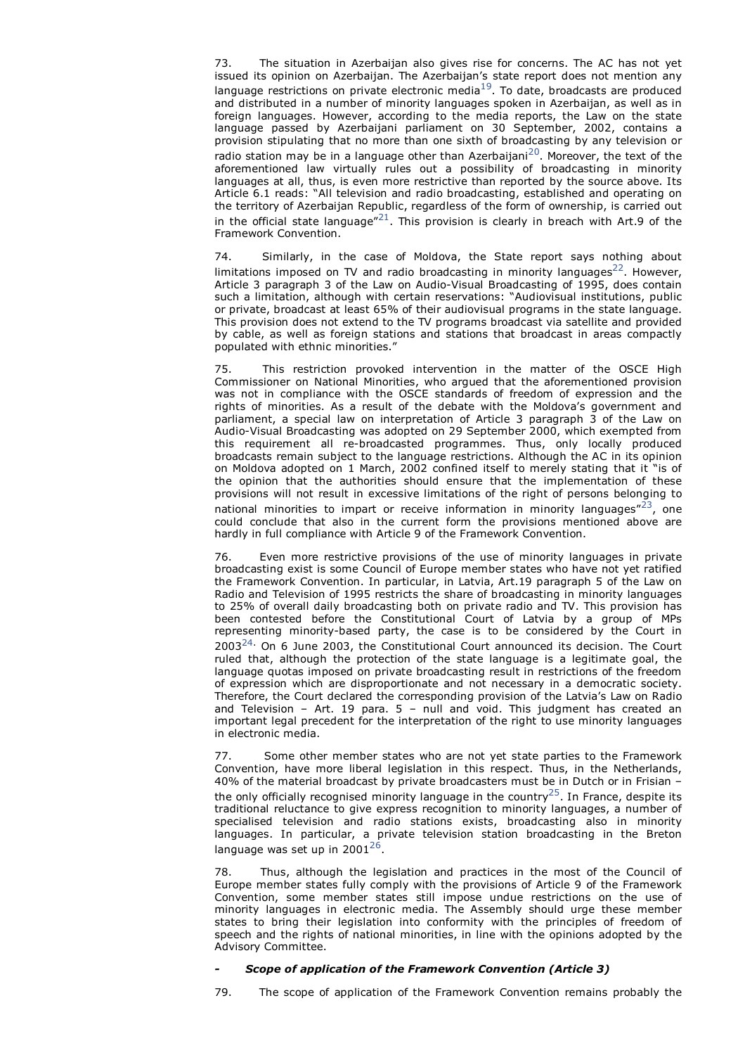73. The situation in Azerbaijan also gives rise for concerns. The AC has not yet issued its opinion on Azerbaijan. The Azerbaijan's state report does not mention any language restrictions on private electronic media[19]. To date, broadcasts are produced and distributed in a number of minority languages spoken in Azerbaijan, as well as in foreign languages. However, according to the media reports, the Law on the state language passed by Azerbaijani parliament on 30 September, 2002, contains a provision stipulating that no more than one sixth of broadcasting by any television or radio station may be in a language other than Azerbaijani[20]. Moreover, the text of the aforementioned law virtually rules out a possibility of broadcasting in minority languages at all, thus, is even more restrictive than reported by the source above. Its Article 6.1 reads: "All television and radio broadcasting, established and operating on the territory of Azerbaijan Republic, regardless of the form of ownership, is carried out in the official state language"[21]. This provision is clearly in breach with Art.9 of the Framework Convention.

74. Similarly, in the case of Moldova, the State report says nothing about limitations imposed on TV and radio broadcasting in minority languages[22]. However, Article 3 paragraph 3 of the Law on Audio-Visual Broadcasting of 1995, does contain such a limitation, although with certain reservations: "Audiovisual institutions, public or private, broadcast at least 65% of their audiovisual programs in the state language. This provision does not extend to the TV programs broadcast via satellite and provided by cable, as well as foreign stations and stations that broadcast in areas compactly populated with ethnic minorities."

75. This restriction provoked intervention in the matter of the OSCE High Commissioner on National Minorities, who argued that the aforementioned provision was not in compliance with the OSCE standards of freedom of expression and the rights of minorities. As a result of the debate with the Moldova's government and parliament, a special law on interpretation of Article 3 paragraph 3 of the Law on Audio-Visual Broadcasting was adopted on 29 September 2000, which exempted from this requirement all re-broadcasted programmes. Thus, only locally produced broadcasts remain subject to the language restrictions. Although the AC in its opinion on Moldova adopted on 1 March, 2002 confined itself to merely stating that it "is of the opinion that the authorities should ensure that the implementation of these provisions will not result in excessive limitations of the right of persons belonging to national minorities to impart or receive information in minority languages"[23], one could conclude that also in the current form the provisions mentioned above are hardly in full compliance with Article 9 of the Framework Convention.

76. Even more restrictive provisions of the use of minority languages in private broadcasting exist is some Council of Europe member states who have not yet ratified the Framework Convention. In particular, in Latvia, Art.19 paragraph 5 of the Law on Radio and Television of 1995 restricts the share of broadcasting in minority languages to 25% of overall daily broadcasting both on private radio and TV. This provision has been contested before the Constitutional Court of Latvia by a group of MPs representing minority-based party, the case is to be considered by the Court in 2003[24]. On 6 June 2003, the Constitutional Court announced its decision. The Court ruled that, although the protection of the state language is a legitimate goal, the language quotas imposed on private broadcasting result in restrictions of the freedom of expression which are disproportionate and not necessary in a democratic society. Therefore, the Court declared the corresponding provision of the Latvia's Law on Radio and Television – Art. 19 para. 5 – null and void. This judgment has created an important legal precedent for the interpretation of the right to use minority languages in electronic media.

77. Some other member states who are not yet state parties to the Framework Convention, have more liberal legislation in this respect. Thus, in the Netherlands, 40% of the material broadcast by private broadcasters must be in Dutch or in Frisian – the only officially recognised minority language in the country[25]. In France, despite its traditional reluctance to give express recognition to minority languages, a number of specialised television and radio stations exists, broadcasting also in minority languages. In particular, a private television station broadcasting in the Breton language was set up in 2001[26].

78. Thus, although the legislation and practices in the most of the Council of Europe member states fully comply with the provisions of Article 9 of the Framework Convention, some member states still impose undue restrictions on the use of minority languages in electronic media. The Assembly should urge these member states to bring their legislation into conformity with the principles of freedom of speech and the rights of national minorities, in line with the opinions adopted by the Advisory Committee.

- ***Scope of application of the Framework Convention (Article 3)***

79. The scope of application of the Framework Convention remains probably the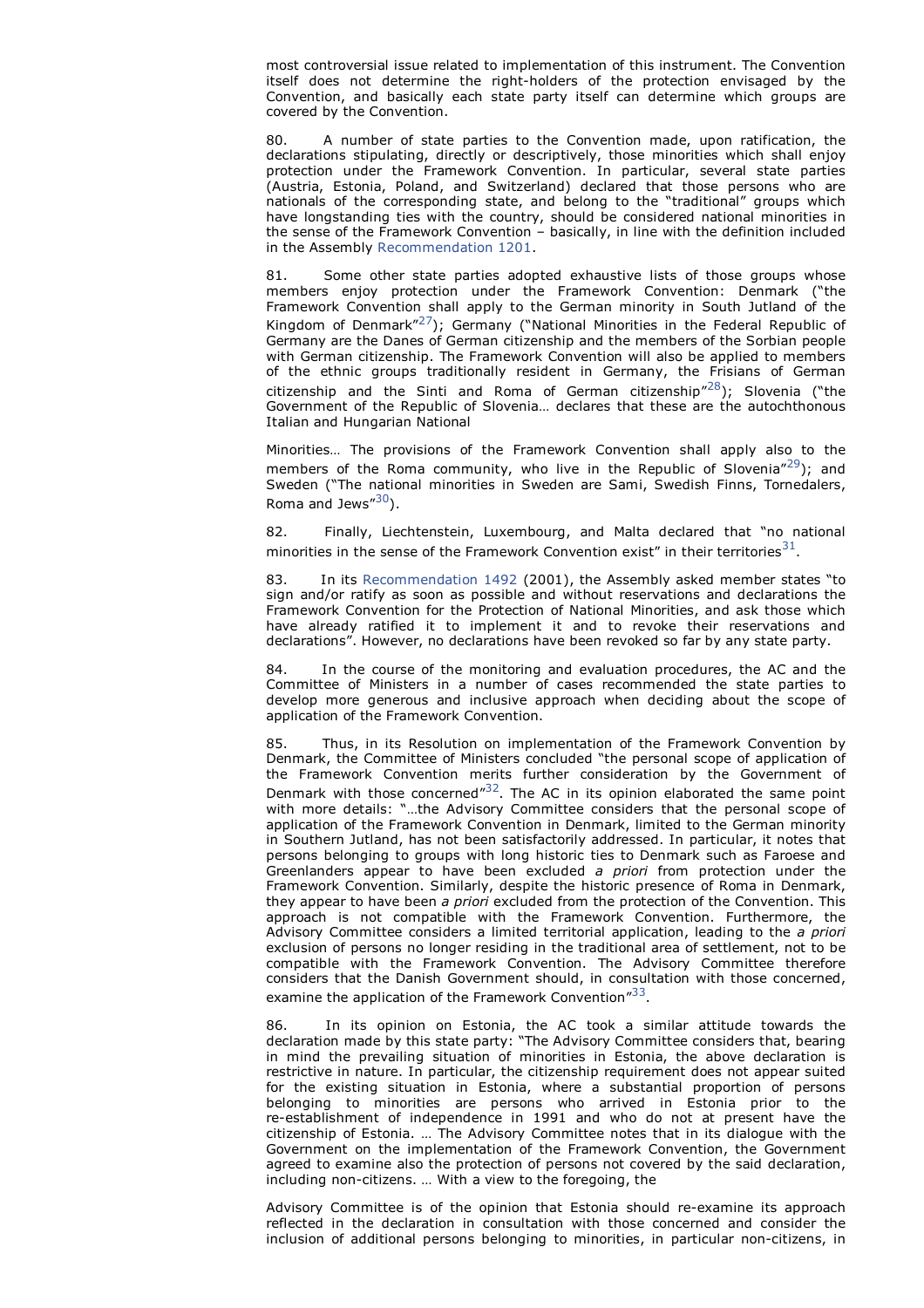most controversial issue related to implementation of this instrument. The Convention itself does not determine the right-holders of the protection envisaged by the Convention, and basically each state party itself can determine which groups are covered by the Convention.

80. A number of state parties to the Convention made, upon ratification, the declarations stipulating, directly or descriptively, those minorities which shall enjoy protection under the Framework Convention. In particular, several state parties (Austria, Estonia, Poland, and Switzerland) declared that those persons who are nationals of the corresponding state, and belong to the "traditional" groups which have longstanding ties with the country, should be considered national minorities in the sense of the Framework Convention – basically, in line with the definition included in the Assembly Recommendation 1201.

81. Some other state parties adopted exhaustive lists of those groups whose members enjoy protection under the Framework Convention: Denmark ("the Framework Convention shall apply to the German minority in South Jutland of the Kingdom of Denmark"[27]); Germany ("National Minorities in the Federal Republic of Germany are the Danes of German citizenship and the members of the Sorbian people with German citizenship. The Framework Convention will also be applied to members of the ethnic groups traditionally resident in Germany, the Frisians of German citizenship and the Sinti and Roma of German citizenship"[28]); Slovenia ("the Government of the Republic of Slovenia… declares that these are the autochthonous Italian and Hungarian National

Minorities… The provisions of the Framework Convention shall apply also to the members of the Roma community, who live in the Republic of Slovenia"[29]); and Sweden ("The national minorities in Sweden are Sami, Swedish Finns, Tornedalers, Roma and Jews"[30]).

82. Finally, Liechtenstein, Luxembourg, and Malta declared that "no national minorities in the sense of the Framework Convention exist" in their territories[31].

83. In its Recommendation 1492 (2001), the Assembly asked member states "to sign and/or ratify as soon as possible and without reservations and declarations the Framework Convention for the Protection of National Minorities, and ask those which have already ratified it to implement it and to revoke their reservations and declarations". However, no declarations have been revoked so far by any state party.

84. In the course of the monitoring and evaluation procedures, the AC and the Committee of Ministers in a number of cases recommended the state parties to develop more generous and inclusive approach when deciding about the scope of application of the Framework Convention.

85. Thus, in its Resolution on implementation of the Framework Convention by Denmark, the Committee of Ministers concluded "the personal scope of application of the Framework Convention merits further consideration by the Government of Denmark with those concerned"[32]. The AC in its opinion elaborated the same point with more details: "…the Advisory Committee considers that the personal scope of application of the Framework Convention in Denmark, limited to the German minority in Southern Jutland, has not been satisfactorily addressed. In particular, it notes that persons belonging to groups with long historic ties to Denmark such as Faroese and Greenlanders appear to have been excluded *a priori* from protection under the Framework Convention. Similarly, despite the historic presence of Roma in Denmark, they appear to have been *a priori* excluded from the protection of the Convention. This approach is not compatible with the Framework Convention. Furthermore, the Advisory Committee considers a limited territorial application, leading to the *a priori* exclusion of persons no longer residing in the traditional area of settlement, not to be compatible with the Framework Convention. The Advisory Committee therefore considers that the Danish Government should, in consultation with those concerned, examine the application of the Framework Convention"[33].

86. In its opinion on Estonia, the AC took a similar attitude towards the declaration made by this state party: "The Advisory Committee considers that, bearing in mind the prevailing situation of minorities in Estonia, the above declaration is restrictive in nature. In particular, the citizenship requirement does not appear suited for the existing situation in Estonia, where a substantial proportion of persons belonging to minorities are persons who arrived in Estonia prior to the re-establishment of independence in 1991 and who do not at present have the citizenship of Estonia. … The Advisory Committee notes that in its dialogue with the Government on the implementation of the Framework Convention, the Government agreed to examine also the protection of persons not covered by the said declaration, including non-citizens. … With a view to the foregoing, the

Advisory Committee is of the opinion that Estonia should re-examine its approach reflected in the declaration in consultation with those concerned and consider the inclusion of additional persons belonging to minorities, in particular non-citizens, in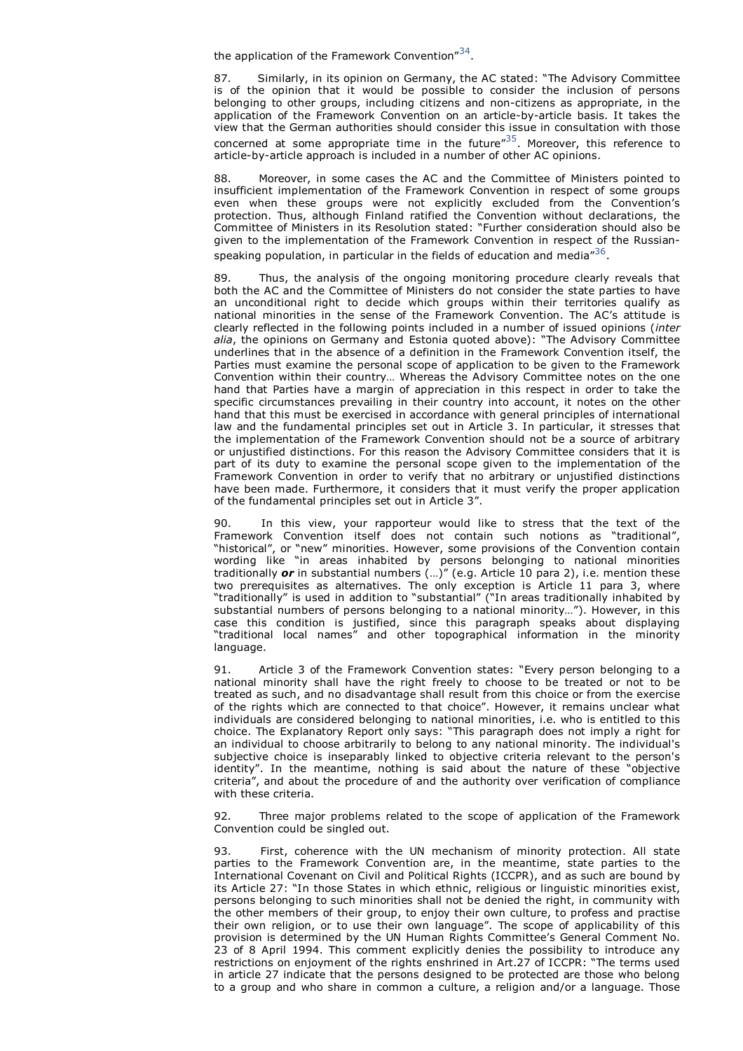the application of the Framework Convention"[34].

87. Similarly, in its opinion on Germany, the AC stated: "The Advisory Committee is of the opinion that it would be possible to consider the inclusion of persons belonging to other groups, including citizens and non-citizens as appropriate, in the application of the Framework Convention on an article-by-article basis. It takes the view that the German authorities should consider this issue in consultation with those concerned at some appropriate time in the future"[35]. Moreover, this reference to article-by-article approach is included in a number of other AC opinions.

88. Moreover, in some cases the AC and the Committee of Ministers pointed to insufficient implementation of the Framework Convention in respect of some groups even when these groups were not explicitly excluded from the Convention's protection. Thus, although Finland ratified the Convention without declarations, the Committee of Ministers in its Resolution stated: "Further consideration should also be given to the implementation of the Framework Convention in respect of the Russian-speaking population, in particular in the fields of education and media"[36].

89. Thus, the analysis of the ongoing monitoring procedure clearly reveals that both the AC and the Committee of Ministers do not consider the state parties to have an unconditional right to decide which groups within their territories qualify as national minorities in the sense of the Framework Convention. The AC's attitude is clearly reflected in the following points included in a number of issued opinions (*inter alia*, the opinions on Germany and Estonia quoted above): "The Advisory Committee underlines that in the absence of a definition in the Framework Convention itself, the Parties must examine the personal scope of application to be given to the Framework Convention within their country… Whereas the Advisory Committee notes on the one hand that Parties have a margin of appreciation in this respect in order to take the specific circumstances prevailing in their country into account, it notes on the other hand that this must be exercised in accordance with general principles of international law and the fundamental principles set out in Article 3. In particular, it stresses that the implementation of the Framework Convention should not be a source of arbitrary or unjustified distinctions. For this reason the Advisory Committee considers that it is part of its duty to examine the personal scope given to the implementation of the Framework Convention in order to verify that no arbitrary or unjustified distinctions have been made. Furthermore, it considers that it must verify the proper application of the fundamental principles set out in Article 3".

90. In this view, your rapporteur would like to stress that the text of the Framework Convention itself does not contain such notions as "traditional", "historical", or "new" minorities. However, some provisions of the Convention contain wording like "in areas inhabited by persons belonging to national minorities traditionally ***or*** in substantial numbers (…)" (e.g. Article 10 para 2), i.e. mention these two prerequisites as alternatives. The only exception is Article 11 para 3, where "traditionally" is used in addition to "substantial" ("In areas traditionally inhabited by substantial numbers of persons belonging to a national minority…"). However, in this case this condition is justified, since this paragraph speaks about displaying "traditional local names" and other topographical information in the minority language.

91. Article 3 of the Framework Convention states: "Every person belonging to a national minority shall have the right freely to choose to be treated or not to be treated as such, and no disadvantage shall result from this choice or from the exercise of the rights which are connected to that choice". However, it remains unclear what individuals are considered belonging to national minorities, i.e. who is entitled to this choice. The Explanatory Report only says: "This paragraph does not imply a right for an individual to choose arbitrarily to belong to any national minority. The individual's subjective choice is inseparably linked to objective criteria relevant to the person's identity". In the meantime, nothing is said about the nature of these "objective criteria", and about the procedure of and the authority over verification of compliance with these criteria.

92. Three major problems related to the scope of application of the Framework Convention could be singled out.

93. First, coherence with the UN mechanism of minority protection. All state parties to the Framework Convention are, in the meantime, state parties to the International Covenant on Civil and Political Rights (ICCPR), and as such are bound by its Article 27: "In those States in which ethnic, religious or linguistic minorities exist, persons belonging to such minorities shall not be denied the right, in community with the other members of their group, to enjoy their own culture, to profess and practise their own religion, or to use their own language". The scope of applicability of this provision is determined by the UN Human Rights Committee's General Comment No. 23 of 8 April 1994. This comment explicitly denies the possibility to introduce any restrictions on enjoyment of the rights enshrined in Art.27 of ICCPR: "The terms used in article 27 indicate that the persons designed to be protected are those who belong to a group and who share in common a culture, a religion and/or a language. Those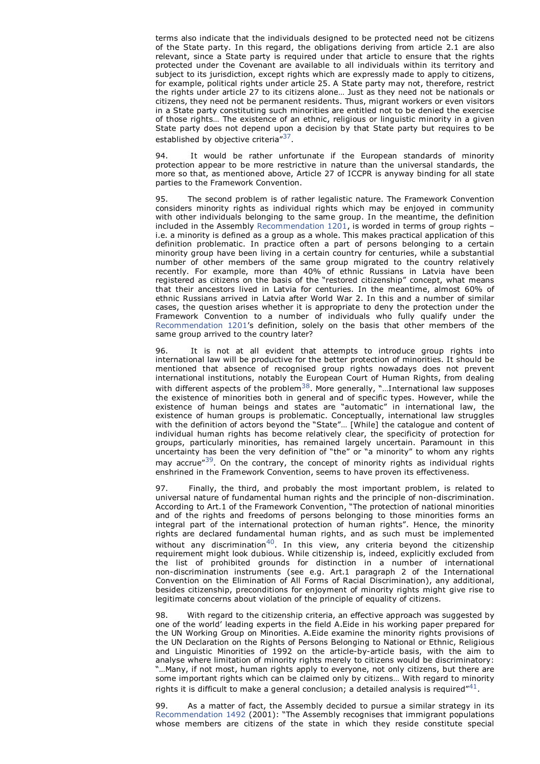terms also indicate that the individuals designed to be protected need not be citizens of the State party. In this regard, the obligations deriving from article 2.1 are also relevant, since a State party is required under that article to ensure that the rights protected under the Covenant are available to all individuals within its territory and subject to its jurisdiction, except rights which are expressly made to apply to citizens, for example, political rights under article 25. A State party may not, therefore, restrict the rights under article 27 to its citizens alone… Just as they need not be nationals or citizens, they need not be permanent residents. Thus, migrant workers or even visitors in a State party constituting such minorities are entitled not to be denied the exercise of those rights… The existence of an ethnic, religious or linguistic minority in a given State party does not depend upon a decision by that State party but requires to be established by objective criteria"[37].

94. It would be rather unfortunate if the European standards of minority protection appear to be more restrictive in nature than the universal standards, the more so that, as mentioned above, Article 27 of ICCPR is anyway binding for all state parties to the Framework Convention.

95. The second problem is of rather legalistic nature. The Framework Convention considers minority rights as individual rights which may be enjoyed in community with other individuals belonging to the same group. In the meantime, the definition included in the Assembly Recommendation 1201, is worded in terms of group rights – i.e. a minority is defined as a group as a whole. This makes practical application of this definition problematic. In practice often a part of persons belonging to a certain minority group have been living in a certain country for centuries, while a substantial number of other members of the same group migrated to the country relatively recently. For example, more than 40% of ethnic Russians in Latvia have been registered as citizens on the basis of the "restored citizenship" concept, what means that their ancestors lived in Latvia for centuries. In the meantime, almost 60% of ethnic Russians arrived in Latvia after World War 2. In this and a number of similar cases, the question arises whether it is appropriate to deny the protection under the Framework Convention to a number of individuals who fully qualify under the Recommendation 1201's definition, solely on the basis that other members of the same group arrived to the country later?

96. It is not at all evident that attempts to introduce group rights into international law will be productive for the better protection of minorities. It should be mentioned that absence of recognised group rights nowadays does not prevent international institutions, notably the European Court of Human Rights, from dealing with different aspects of the problem[38]. More generally, "…International law supposes the existence of minorities both in general and of specific types. However, while the existence of human beings and states are "automatic" in international law, the existence of human groups is problematic. Conceptually, international law struggles with the definition of actors beyond the "State"… [While] the catalogue and content of individual human rights has become relatively clear, the specificity of protection for groups, particularly minorities, has remained largely uncertain. Paramount in this uncertainty has been the very definition of "the" or "a minority" to whom any rights may accrue"[39]. On the contrary, the concept of minority rights as individual rights enshrined in the Framework Convention, seems to have proven its effectiveness.

97. Finally, the third, and probably the most important problem, is related to universal nature of fundamental human rights and the principle of non-discrimination. According to Art.1 of the Framework Convention, "The protection of national minorities and of the rights and freedoms of persons belonging to those minorities forms an integral part of the international protection of human rights". Hence, the minority rights are declared fundamental human rights, and as such must be implemented without any discrimination[40]. In this view, any criteria beyond the citizenship requirement might look dubious. While citizenship is, indeed, explicitly excluded from the list of prohibited grounds for distinction in a number of international non-discrimination instruments (see e.g. Art.1 paragraph 2 of the International Convention on the Elimination of All Forms of Racial Discrimination), any additional, besides citizenship, preconditions for enjoyment of minority rights might give rise to legitimate concerns about violation of the principle of equality of citizens.

98. With regard to the citizenship criteria, an effective approach was suggested by one of the world' leading experts in the field A.Eide in his working paper prepared for the UN Working Group on Minorities. A.Eide examine the minority rights provisions of the UN Declaration on the Rights of Persons Belonging to National or Ethnic, Religious and Linguistic Minorities of 1992 on the article-by-article basis, with the aim to analyse where limitation of minority rights merely to citizens would be discriminatory: "…Many, if not most, human rights apply to everyone, not only citizens, but there are some important rights which can be claimed only by citizens… With regard to minority rights it is difficult to make a general conclusion; a detailed analysis is required"[41].

99. As a matter of fact, the Assembly decided to pursue a similar strategy in its Recommendation 1492 (2001): "The Assembly recognises that immigrant populations whose members are citizens of the state in which they reside constitute special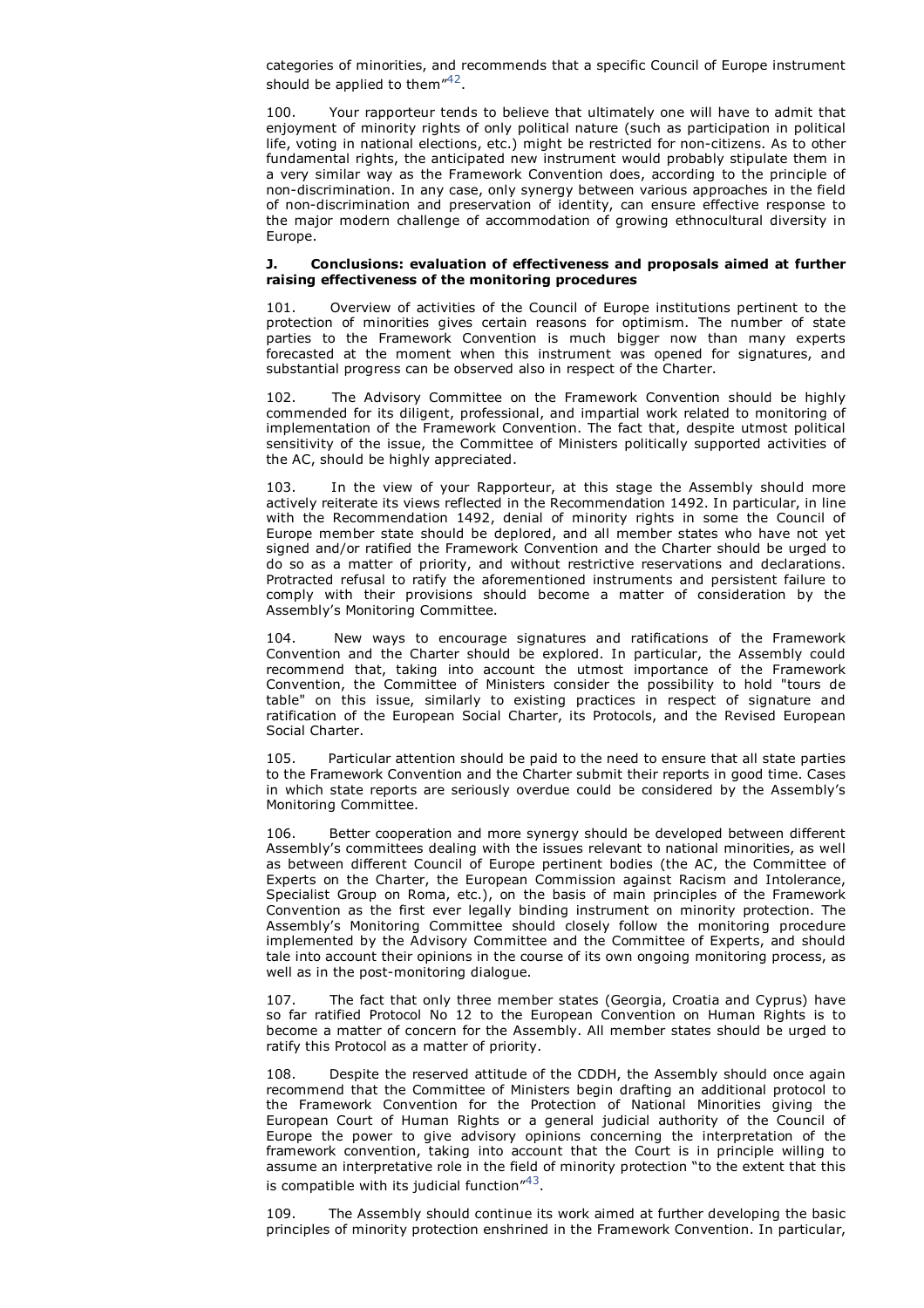categories of minorities, and recommends that a specific Council of Europe instrument should be applied to them"[42].

100. Your rapporteur tends to believe that ultimately one will have to admit that enjoyment of minority rights of only political nature (such as participation in political life, voting in national elections, etc.) might be restricted for non-citizens. As to other fundamental rights, the anticipated new instrument would probably stipulate them in a very similar way as the Framework Convention does, according to the principle of non-discrimination. In any case, only synergy between various approaches in the field of non-discrimination and preservation of identity, can ensure effective response to the major modern challenge of accommodation of growing ethnocultural diversity in Europe.

**J. Conclusions: evaluation of effectiveness and proposals aimed at further raising effectiveness of the monitoring procedures**

101. Overview of activities of the Council of Europe institutions pertinent to the protection of minorities gives certain reasons for optimism. The number of state parties to the Framework Convention is much bigger now than many experts forecasted at the moment when this instrument was opened for signatures, and substantial progress can be observed also in respect of the Charter.

102. The Advisory Committee on the Framework Convention should be highly commended for its diligent, professional, and impartial work related to monitoring of implementation of the Framework Convention. The fact that, despite utmost political sensitivity of the issue, the Committee of Ministers politically supported activities of the AC, should be highly appreciated.

103. In the view of your Rapporteur, at this stage the Assembly should more actively reiterate its views reflected in the Recommendation 1492. In particular, in line with the Recommendation 1492, denial of minority rights in some the Council of Europe member state should be deplored, and all member states who have not yet signed and/or ratified the Framework Convention and the Charter should be urged to do so as a matter of priority, and without restrictive reservations and declarations. Protracted refusal to ratify the aforementioned instruments and persistent failure to comply with their provisions should become a matter of consideration by the Assembly's Monitoring Committee.

104. New ways to encourage signatures and ratifications of the Framework Convention and the Charter should be explored. In particular, the Assembly could recommend that, taking into account the utmost importance of the Framework Convention, the Committee of Ministers consider the possibility to hold "tours de table" on this issue, similarly to existing practices in respect of signature and ratification of the European Social Charter, its Protocols, and the Revised European Social Charter.

105. Particular attention should be paid to the need to ensure that all state parties to the Framework Convention and the Charter submit their reports in good time. Cases in which state reports are seriously overdue could be considered by the Assembly's Monitoring Committee.

106. Better cooperation and more synergy should be developed between different Assembly's committees dealing with the issues relevant to national minorities, as well as between different Council of Europe pertinent bodies (the AC, the Committee of Experts on the Charter, the European Commission against Racism and Intolerance, Specialist Group on Roma, etc.), on the basis of main principles of the Framework Convention as the first ever legally binding instrument on minority protection. The Assembly's Monitoring Committee should closely follow the monitoring procedure implemented by the Advisory Committee and the Committee of Experts, and should tale into account their opinions in the course of its own ongoing monitoring process, as well as in the post-monitoring dialogue.

107. The fact that only three member states (Georgia, Croatia and Cyprus) have so far ratified Protocol No 12 to the European Convention on Human Rights is to become a matter of concern for the Assembly. All member states should be urged to ratify this Protocol as a matter of priority.

108. Despite the reserved attitude of the CDDH, the Assembly should once again recommend that the Committee of Ministers begin drafting an additional protocol to the Framework Convention for the Protection of National Minorities giving the European Court of Human Rights or a general judicial authority of the Council of Europe the power to give advisory opinions concerning the interpretation of the framework convention, taking into account that the Court is in principle willing to assume an interpretative role in the field of minority protection "to the extent that this is compatible with its judicial function"[43].

109. The Assembly should continue its work aimed at further developing the basic principles of minority protection enshrined in the Framework Convention. In particular,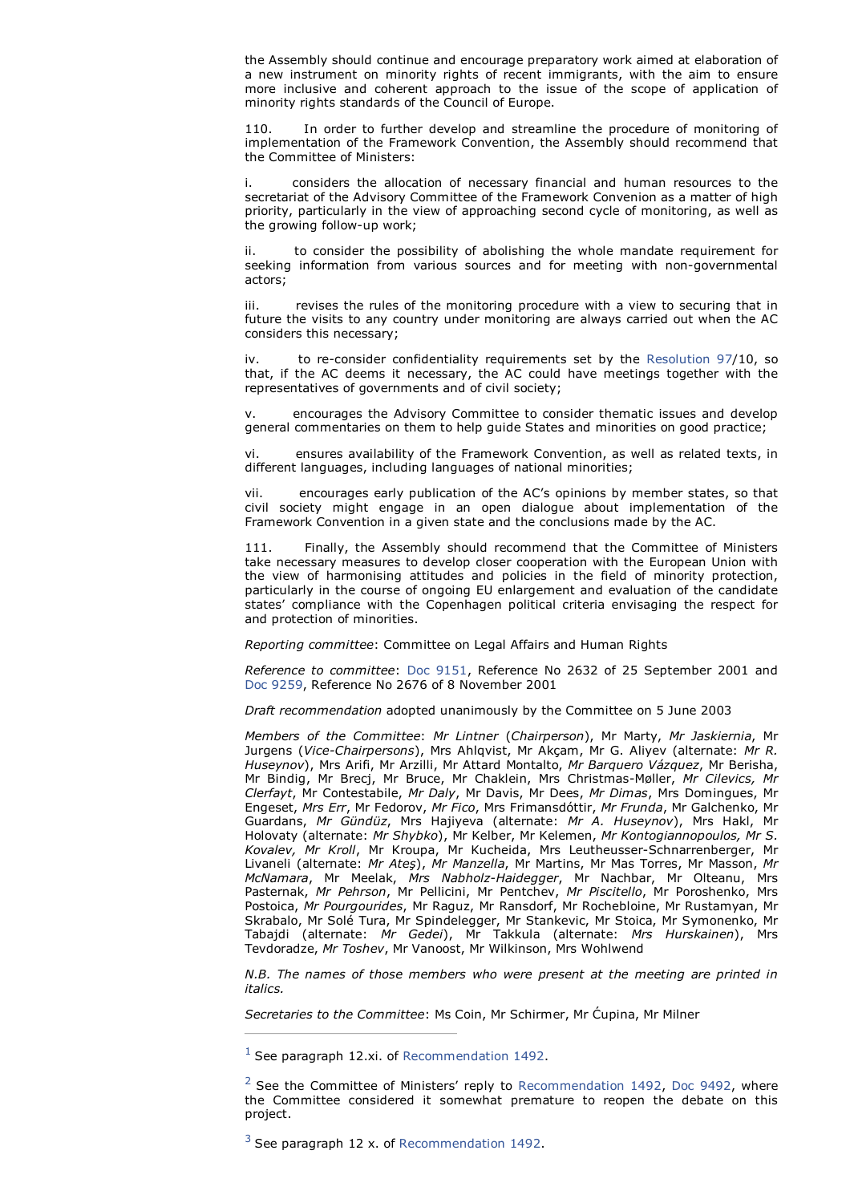the Assembly should continue and encourage preparatory work aimed at elaboration of a new instrument on minority rights of recent immigrants, with the aim to ensure more inclusive and coherent approach to the issue of the scope of application of minority rights standards of the Council of Europe.

110. In order to further develop and streamline the procedure of monitoring of implementation of the Framework Convention, the Assembly should recommend that the Committee of Ministers:

i. considers the allocation of necessary financial and human resources to the secretariat of the Advisory Committee of the Framework Convenion as a matter of high priority, particularly in the view of approaching second cycle of monitoring, as well as the growing follow-up work;

ii. to consider the possibility of abolishing the whole mandate requirement for seeking information from various sources and for meeting with non-governmental actors;

iii. revises the rules of the monitoring procedure with a view to securing that in future the visits to any country under monitoring are always carried out when the AC considers this necessary;

iv. to re-consider confidentiality requirements set by the Resolution 97/10, so that, if the AC deems it necessary, the AC could have meetings together with the representatives of governments and of civil society;

v. encourages the Advisory Committee to consider thematic issues and develop general commentaries on them to help guide States and minorities on good practice;

vi. ensures availability of the Framework Convention, as well as related texts, in different languages, including languages of national minorities;

vii. encourages early publication of the AC's opinions by member states, so that civil society might engage in an open dialogue about implementation of the Framework Convention in a given state and the conclusions made by the AC.

111. Finally, the Assembly should recommend that the Committee of Ministers take necessary measures to develop closer cooperation with the European Union with the view of harmonising attitudes and policies in the field of minority protection, particularly in the course of ongoing EU enlargement and evaluation of the candidate states' compliance with the Copenhagen political criteria envisaging the respect for and protection of minorities.

*Reporting committee*: Committee on Legal Affairs and Human Rights

*Reference to committee*: Doc 9151, Reference No 2632 of 25 September 2001 and Doc 9259, Reference No 2676 of 8 November 2001

*Draft recommendation* adopted unanimously by the Committee on 5 June 2003

*Members of the Committee*: *Mr Lintner* (*Chairperson*), Mr Marty, *Mr Jaskiernia*, Mr Jurgens (*Vice-Chairpersons*), Mrs Ahlqvist, Mr Akçam, Mr G. Aliyev (alternate: *Mr R. Huseynov*), Mrs Arifi, Mr Arzilli, Mr Attard Montalto, *Mr Barquero Vázquez*, Mr Berisha, Mr Bindig, Mr Brecj, Mr Bruce, Mr Chaklein, Mrs Christmas-Møller, *Mr Cilevics, Mr Clerfayt*, Mr Contestabile, *Mr Daly*, Mr Davis, Mr Dees, *Mr Dimas*, Mrs Domingues, Mr Engeset, *Mrs Err*, Mr Fedorov, *Mr Fico*, Mrs Frimansdóttir, *Mr Frunda*, Mr Galchenko, Mr Guardans, *Mr Gündüz*, Mrs Hajiyeva (alternate: *Mr A. Huseynov*), Mrs Hakl, Mr Holovaty (alternate: *Mr Shybko*), Mr Kelber, Mr Kelemen, *Mr Kontogiannopoulos, Mr S. Kovalev, Mr Kroll*, Mr Kroupa, Mr Kucheida, Mrs Leutheusser-Schnarrenberger, Mr Livaneli (alternate: *Mr Ateş*), *Mr Manzella*, Mr Martins, Mr Mas Torres, Mr Masson, *Mr McNamara*, Mr Meelak, *Mrs Nabholz-Haidegger*, Mr Nachbar, Mr Olteanu, Mrs Pasternak, *Mr Pehrson*, Mr Pellicini, Mr Pentchev, *Mr Piscitello*, Mr Poroshenko, Mrs Postoica, *Mr Pourgourides*, Mr Raguz, Mr Ransdorf, Mr Rochebloine, Mr Rustamyan, Mr Skrabalo, Mr Solé Tura, Mr Spindelegger, Mr Stankevic, Mr Stoica, Mr Symonenko, Mr Tabajdi (alternate: *Mr Gedei*), Mr Takkula (alternate: *Mrs Hurskainen*), Mrs Tevdoradze, *Mr Toshev*, Mr Vanoost, Mr Wilkinson, Mrs Wohlwend

*N.B. The names of those members who were present at the meeting are printed in italics.*

*Secretaries to the Committee*: Ms Coin, Mr Schirmer, Mr Ćupina, Mr Milner

---

[1] See paragraph 12.xi. of Recommendation 1492.

[2] See the Committee of Ministers' reply to Recommendation 1492, Doc 9492, where the Committee considered it somewhat premature to reopen the debate on this project.

[3] See paragraph 12 x. of Recommendation 1492.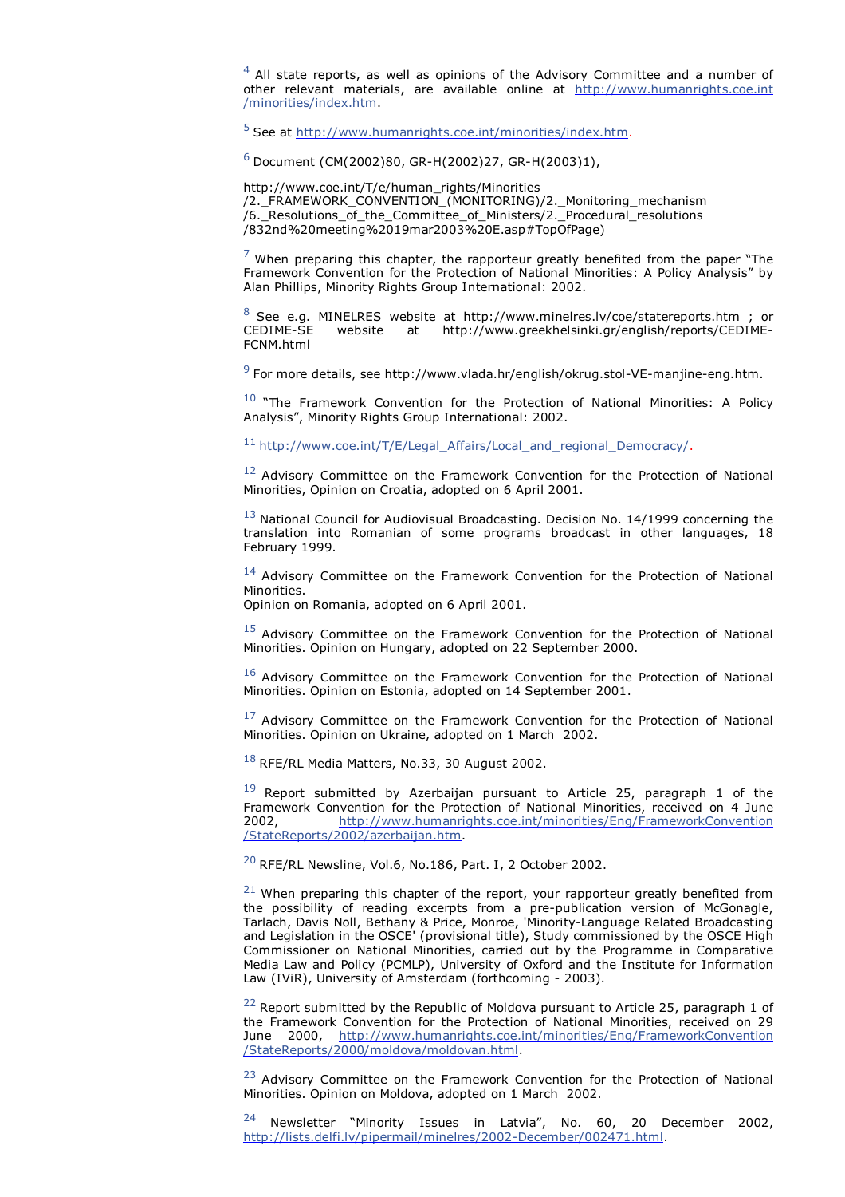[4] All state reports, as well as opinions of the Advisory Committee and a number of other relevant materials, are available online at http://www.humanrights.coe.int/minorities/index.htm.

[5] See at http://www.humanrights.coe.int/minorities/index.htm.

[6] Document (CM(2002)80, GR-H(2002)27, GR-H(2003)1),

http://www.coe.int/T/e/human_rights/Minorities/2._FRAMEWORK_CONVENTION_(MONITORING)/2._Monitoring_mechanism/6._Resolutions_of_the_Committee_of_Ministers/2._Procedural_resolutions/832nd%20meeting%2019mar2003%20E.asp#TopOfPage)

[7] When preparing this chapter, the rapporteur greatly benefited from the paper "The Framework Convention for the Protection of National Minorities: A Policy Analysis" by Alan Phillips, Minority Rights Group International: 2002.

[8] See e.g. MINELRES website at http://www.minelres.lv/coe/statereports.htm ; or CEDIME-SE website at http://www.greekhelsinki.gr/english/reports/CEDIME-FCNM.html

[9] For more details, see http://www.vlada.hr/english/okrug.stol-VE-manjine-eng.htm.

[10] "The Framework Convention for the Protection of National Minorities: A Policy Analysis", Minority Rights Group International: 2002.

[11] http://www.coe.int/T/E/Legal_Affairs/Local_and_regional_Democracy/.

[12] Advisory Committee on the Framework Convention for the Protection of National Minorities, Opinion on Croatia, adopted on 6 April 2001.

[13] National Council for Audiovisual Broadcasting. Decision No. 14/1999 concerning the translation into Romanian of some programs broadcast in other languages, 18 February 1999.

[14] Advisory Committee on the Framework Convention for the Protection of National Minorities.
Opinion on Romania, adopted on 6 April 2001.

[15] Advisory Committee on the Framework Convention for the Protection of National Minorities. Opinion on Hungary, adopted on 22 September 2000.

[16] Advisory Committee on the Framework Convention for the Protection of National Minorities. Opinion on Estonia, adopted on 14 September 2001.

[17] Advisory Committee on the Framework Convention for the Protection of National Minorities. Opinion on Ukraine, adopted on 1 March 2002.

[18] RFE/RL Media Matters, No.33, 30 August 2002.

[19] Report submitted by Azerbaijan pursuant to Article 25, paragraph 1 of the Framework Convention for the Protection of National Minorities, received on 4 June 2002, http://www.humanrights.coe.int/minorities/Eng/FrameworkConvention/StateReports/2002/azerbaijan.htm.

[20] RFE/RL Newsline, Vol.6, No.186, Part. I, 2 October 2002.

[21] When preparing this chapter of the report, your rapporteur greatly benefited from the possibility of reading excerpts from a pre-publication version of McGonagle, Tarlach, Davis Noll, Bethany & Price, Monroe, 'Minority-Language Related Broadcasting and Legislation in the OSCE' (provisional title), Study commissioned by the OSCE High Commissioner on National Minorities, carried out by the Programme in Comparative Media Law and Policy (PCMLP), University of Oxford and the Institute for Information Law (IViR), University of Amsterdam (forthcoming - 2003).

[22] Report submitted by the Republic of Moldova pursuant to Article 25, paragraph 1 of the Framework Convention for the Protection of National Minorities, received on 29 June 2000, http://www.humanrights.coe.int/minorities/Eng/FrameworkConvention/StateReports/2000/moldova/moldovan.html.

[23] Advisory Committee on the Framework Convention for the Protection of National Minorities. Opinion on Moldova, adopted on 1 March 2002.

[24] Newsletter "Minority Issues in Latvia", No. 60, 20 December 2002, http://lists.delfi.lv/pipermail/minelres/2002-December/002471.html.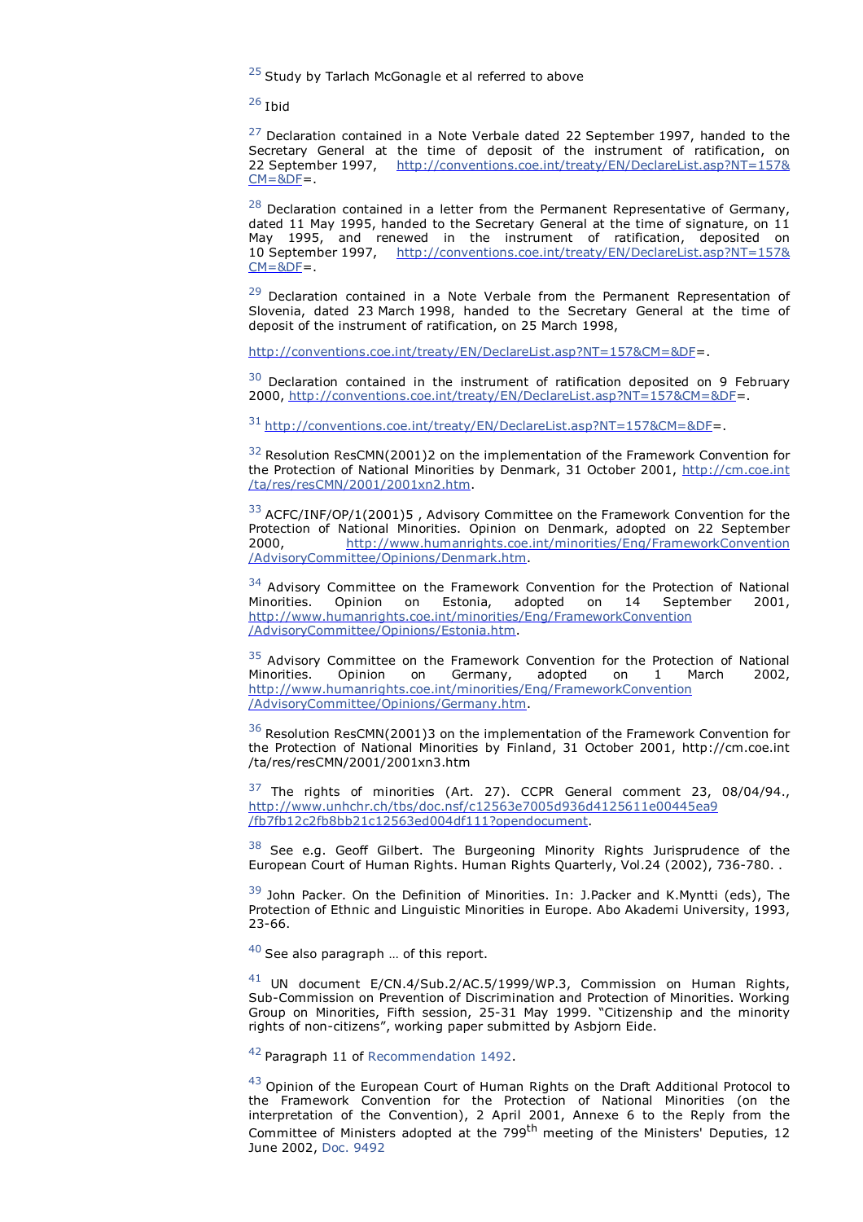[25] Study by Tarlach McGonagle et al referred to above

[26] Ibid

[27] Declaration contained in a Note Verbale dated 22 September 1997, handed to the Secretary General at the time of deposit of the instrument of ratification, on 22 September 1997, http://conventions.coe.int/treaty/EN/DeclareList.asp?NT=157&CM=&DF=.

[28] Declaration contained in a letter from the Permanent Representative of Germany, dated 11 May 1995, handed to the Secretary General at the time of signature, on 11 May 1995, and renewed in the instrument of ratification, deposited on 10 September 1997, http://conventions.coe.int/treaty/EN/DeclareList.asp?NT=157&CM=&DF=.

[29] Declaration contained in a Note Verbale from the Permanent Representation of Slovenia, dated 23 March 1998, handed to the Secretary General at the time of deposit of the instrument of ratification, on 25 March 1998,

http://conventions.coe.int/treaty/EN/DeclareList.asp?NT=157&CM=&DF=.

[30] Declaration contained in the instrument of ratification deposited on 9 February 2000, http://conventions.coe.int/treaty/EN/DeclareList.asp?NT=157&CM=&DF=.

[31] http://conventions.coe.int/treaty/EN/DeclareList.asp?NT=157&CM=&DF=.

[32] Resolution ResCMN(2001)2 on the implementation of the Framework Convention for the Protection of National Minorities by Denmark, 31 October 2001, http://cm.coe.int/ta/res/resCMN/2001/2001xn2.htm.

[33] ACFC/INF/OP/1(2001)5 , Advisory Committee on the Framework Convention for the Protection of National Minorities. Opinion on Denmark, adopted on 22 September 2000, http://www.humanrights.coe.int/minorities/Eng/FrameworkConvention/AdvisoryCommittee/Opinions/Denmark.htm.

[34] Advisory Committee on the Framework Convention for the Protection of National Minorities. Opinion on Estonia, adopted on 14 September 2001, http://www.humanrights.coe.int/minorities/Eng/FrameworkConvention/AdvisoryCommittee/Opinions/Estonia.htm.

[35] Advisory Committee on the Framework Convention for the Protection of National Minorities. Opinion on Germany, adopted on 1 March 2002, http://www.humanrights.coe.int/minorities/Eng/FrameworkConvention/AdvisoryCommittee/Opinions/Germany.htm.

[36] Resolution ResCMN(2001)3 on the implementation of the Framework Convention for the Protection of National Minorities by Finland, 31 October 2001, http://cm.coe.int/ta/res/resCMN/2001/2001xn3.htm

[37] The rights of minorities (Art. 27). CCPR General comment 23, 08/04/94., http://www.unhchr.ch/tbs/doc.nsf/c12563e7005d936d4125611e00445ea9/fb7fb12c2fb8bb21c12563ed004df111?opendocument.

[38] See e.g. Geoff Gilbert. The Burgeoning Minority Rights Jurisprudence of the European Court of Human Rights. Human Rights Quarterly, Vol.24 (2002), 736-780. .

[39] John Packer. On the Definition of Minorities. In: J.Packer and K.Myntti (eds), The Protection of Ethnic and Linguistic Minorities in Europe. Abo Akademi University, 1993, 23-66.

[40] See also paragraph … of this report.

[41] UN document E/CN.4/Sub.2/AC.5/1999/WP.3, Commission on Human Rights, Sub-Commission on Prevention of Discrimination and Protection of Minorities. Working Group on Minorities, Fifth session, 25-31 May 1999. "Citizenship and the minority rights of non-citizens", working paper submitted by Asbjorn Eide.

[42] Paragraph 11 of Recommendation 1492.

[43] Opinion of the European Court of Human Rights on the Draft Additional Protocol to the Framework Convention for the Protection of National Minorities (on the interpretation of the Convention), 2 April 2001, Annexe 6 to the Reply from the Committee of Ministers adopted at the 799th meeting of the Ministers' Deputies, 12 June 2002, Doc. 9492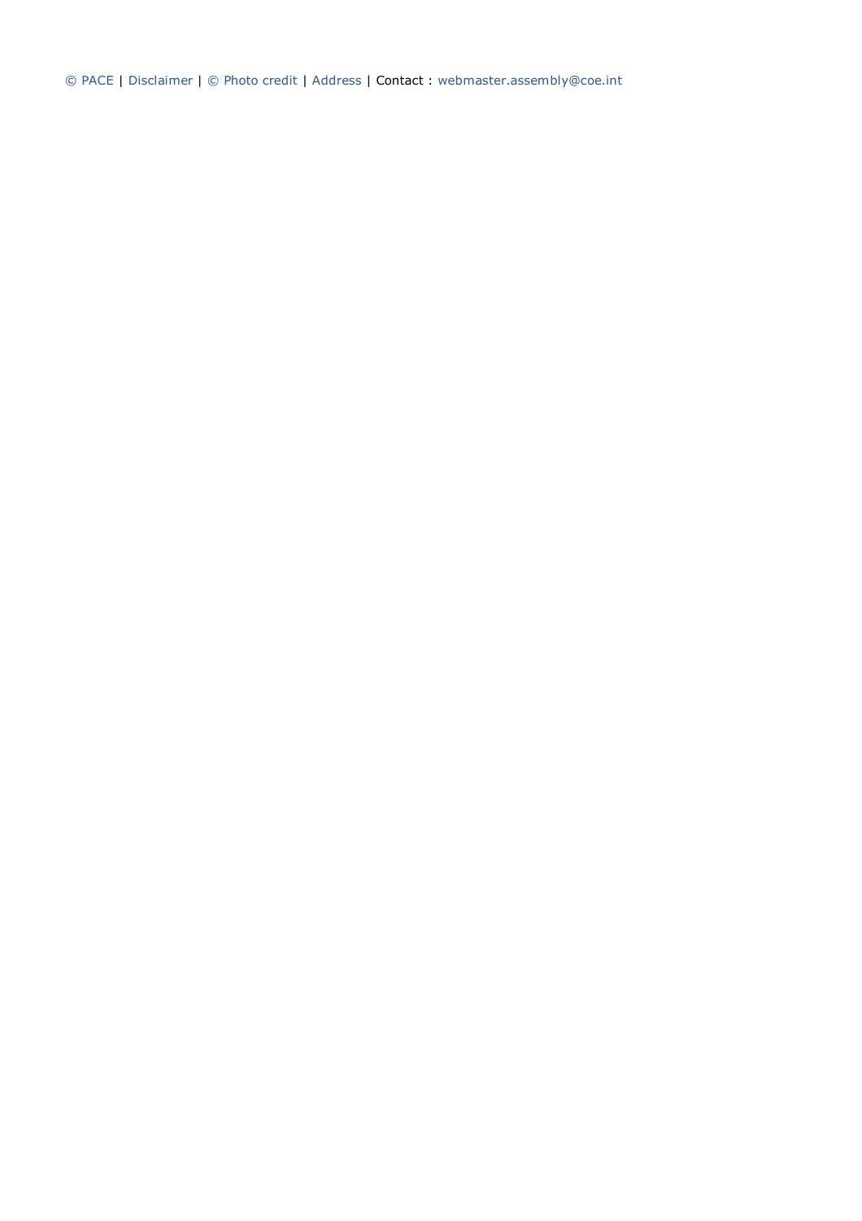© PACE | Disclaimer | © Photo credit | Address | Contact : webmaster.assembly@coe.int